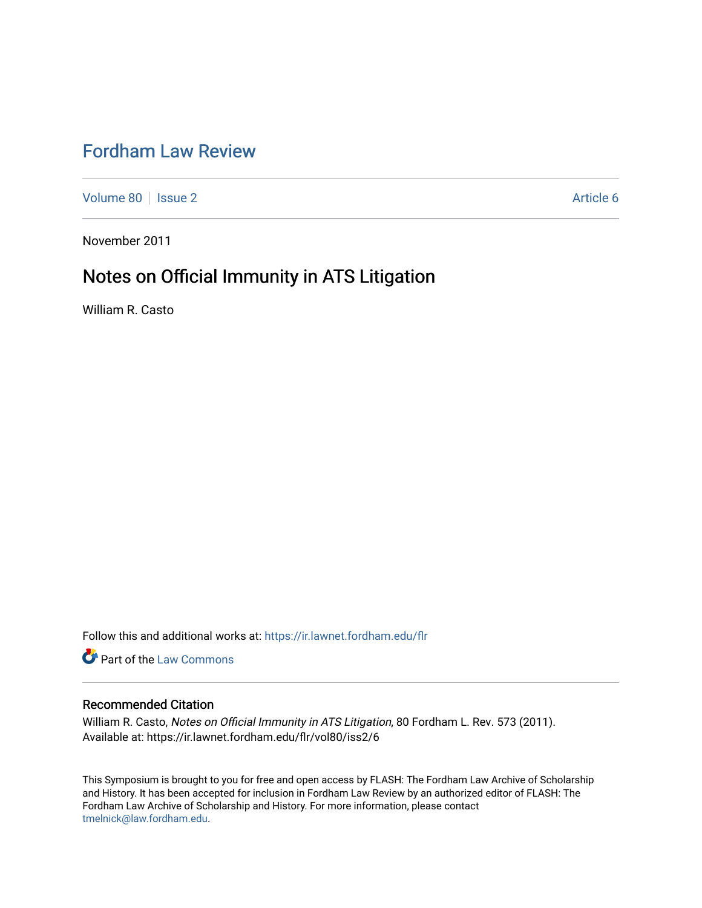# Fordham Law Review

Volume 80 | Issue 2 Article 6

November 2011

## Notes on Official Immunity in ATS Litigation

William R. Casto

Follow this and additional works at: https://ir.lawnet.fordham.edu/flr

Part of the Law Commons

### Recommended Citation

William R. Casto, *Notes on Official Immunity in ATS Litigation*, 80 Fordham L. Rev. 573 (2011).
Available at: https://ir.lawnet.fordham.edu/flr/vol80/iss2/6

This Symposium is brought to you for free and open access by FLASH: The Fordham Law Archive of Scholarship and History. It has been accepted for inclusion in Fordham Law Review by an authorized editor of FLASH: The Fordham Law Archive of Scholarship and History. For more information, please contact tmelnick@law.fordham.edu.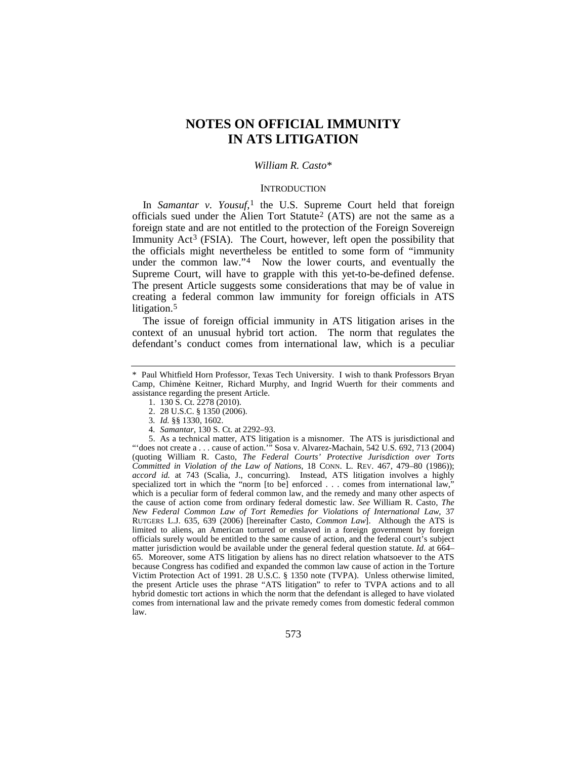# NOTES ON OFFICIAL IMMUNITY IN ATS LITIGATION

*William R. Casto**

## INTRODUCTION

In *Samantar v. Yousuf*,[1] the U.S. Supreme Court held that foreign officials sued under the Alien Tort Statute[2] (ATS) are not the same as a foreign state and are not entitled to the protection of the Foreign Sovereign Immunity Act[3] (FSIA). The Court, however, left open the possibility that the officials might nevertheless be entitled to some form of "immunity under the common law."[4] Now the lower courts, and eventually the Supreme Court, will have to grapple with this yet-to-be-defined defense. The present Article suggests some considerations that may be of value in creating a federal common law immunity for foreign officials in ATS litigation.[5]

The issue of foreign official immunity in ATS litigation arises in the context of an unusual hybrid tort action. The norm that regulates the defendant's conduct comes from international law, which is a peculiar

---

\* Paul Whitfield Horn Professor, Texas Tech University. I wish to thank Professors Bryan Camp, Chimène Keitner, Richard Murphy, and Ingrid Wuerth for their comments and assistance regarding the present Article.

1. 130 S. Ct. 2278 (2010).

2. 28 U.S.C. § 1350 (2006).

3. *Id.* §§ 1330, 1602.

4. *Samantar*, 130 S. Ct. at 2292–93.

5. As a technical matter, ATS litigation is a misnomer. The ATS is jurisdictional and "'does not create a . . . cause of action.'" Sosa v. Alvarez-Machain, 542 U.S. 692, 713 (2004) (quoting William R. Casto, *The Federal Courts' Protective Jurisdiction over Torts Committed in Violation of the Law of Nations*, 18 CONN. L. REV. 467, 479–80 (1986)); *accord id.* at 743 (Scalia, J., concurring). Instead, ATS litigation involves a highly specialized tort in which the "norm [to be] enforced . . . comes from international law," which is a peculiar form of federal common law, and the remedy and many other aspects of the cause of action come from ordinary federal domestic law. *See* William R. Casto, *The New Federal Common Law of Tort Remedies for Violations of International Law*, 37 RUTGERS L.J. 635, 639 (2006) [hereinafter Casto, *Common Law*]. Although the ATS is limited to aliens, an American tortured or enslaved in a foreign government by foreign officials surely would be entitled to the same cause of action, and the federal court's subject matter jurisdiction would be available under the general federal question statute. *Id.* at 664–65. Moreover, some ATS litigation by aliens has no direct relation whatsoever to the ATS because Congress has codified and expanded the common law cause of action in the Torture Victim Protection Act of 1991. 28 U.S.C. § 1350 note (TVPA). Unless otherwise limited, the present Article uses the phrase "ATS litigation" to refer to TVPA actions and to all hybrid domestic tort actions in which the norm that the defendant is alleged to have violated comes from international law and the private remedy comes from domestic federal common law.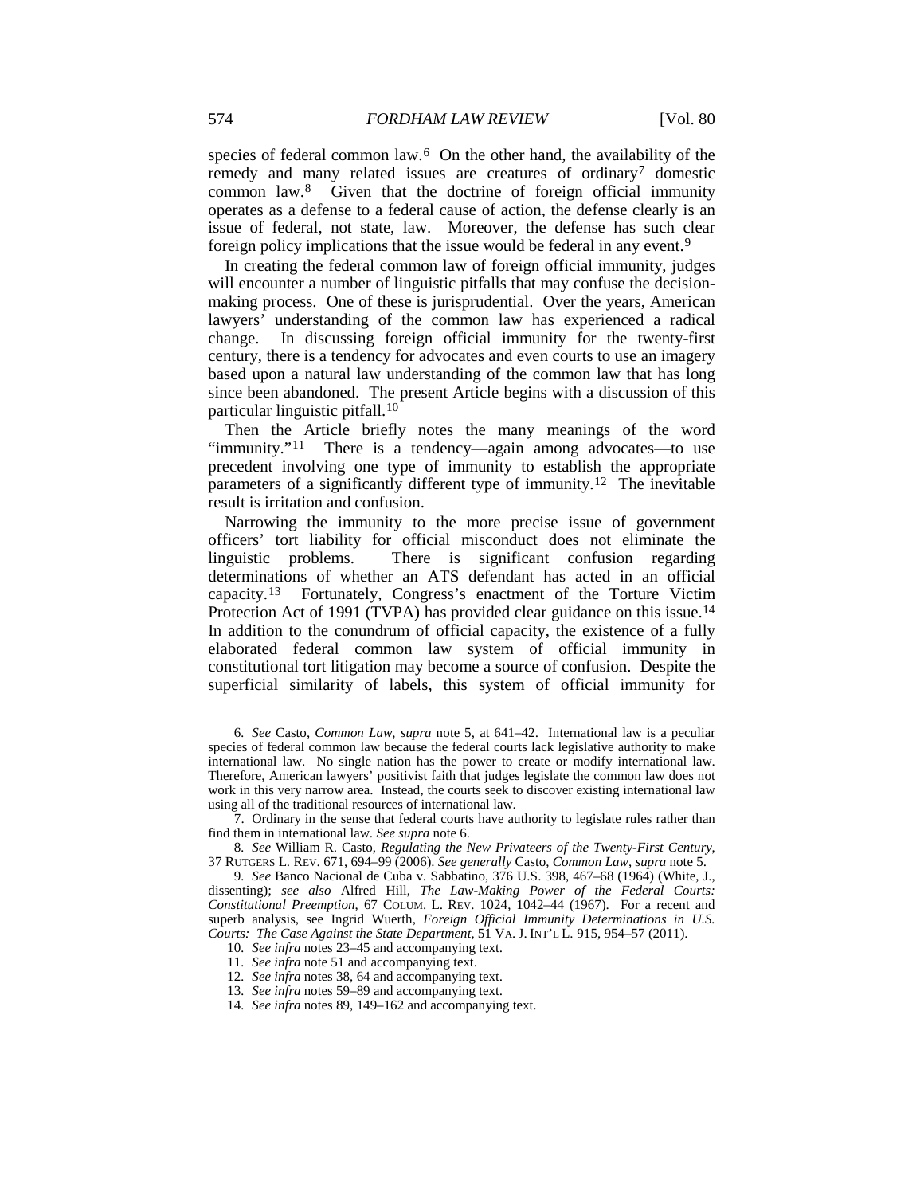species of federal common law.[6] On the other hand, the availability of the remedy and many related issues are creatures of ordinary[7] domestic common law.[8] Given that the doctrine of foreign official immunity operates as a defense to a federal cause of action, the defense clearly is an issue of federal, not state, law. Moreover, the defense has such clear foreign policy implications that the issue would be federal in any event.[9]

In creating the federal common law of foreign official immunity, judges will encounter a number of linguistic pitfalls that may confuse the decision-making process. One of these is jurisprudential. Over the years, American lawyers' understanding of the common law has experienced a radical change. In discussing foreign official immunity for the twenty-first century, there is a tendency for advocates and even courts to use an imagery based upon a natural law understanding of the common law that has long since been abandoned. The present Article begins with a discussion of this particular linguistic pitfall.[10]

Then the Article briefly notes the many meanings of the word "immunity."[11] There is a tendency—again among advocates—to use precedent involving one type of immunity to establish the appropriate parameters of a significantly different type of immunity.[12] The inevitable result is irritation and confusion.

Narrowing the immunity to the more precise issue of government officers' tort liability for official misconduct does not eliminate the linguistic problems. There is significant confusion regarding determinations of whether an ATS defendant has acted in an official capacity.[13] Fortunately, Congress's enactment of the Torture Victim Protection Act of 1991 (TVPA) has provided clear guidance on this issue.[14] In addition to the conundrum of official capacity, the existence of a fully elaborated federal common law system of official immunity in constitutional tort litigation may become a source of confusion. Despite the superficial similarity of labels, this system of official immunity for

---

6. *See* Casto, *Common Law*, *supra* note 5, at 641–42. International law is a peculiar species of federal common law because the federal courts lack legislative authority to make international law. No single nation has the power to create or modify international law. Therefore, American lawyers' positivist faith that judges legislate the common law does not work in this very narrow area. Instead, the courts seek to discover existing international law using all of the traditional resources of international law.

7. Ordinary in the sense that federal courts have authority to legislate rules rather than find them in international law. *See supra* note 6.

8. *See* William R. Casto, *Regulating the New Privateers of the Twenty-First Century*, 37 RUTGERS L. REV. 671, 694–99 (2006). *See generally* Casto, *Common Law*, *supra* note 5.

9. *See* Banco Nacional de Cuba v. Sabbatino, 376 U.S. 398, 467–68 (1964) (White, J., dissenting); *see also* Alfred Hill, *The Law-Making Power of the Federal Courts: Constitutional Preemption*, 67 COLUM. L. REV. 1024, 1042–44 (1967). For a recent and superb analysis, see Ingrid Wuerth, *Foreign Official Immunity Determinations in U.S. Courts: The Case Against the State Department*, 51 VA. J. INT'L L. 915, 954–57 (2011).

10. *See infra* notes 23–45 and accompanying text.

11. *See infra* note 51 and accompanying text.

12. *See infra* notes 38, 64 and accompanying text.

13. *See infra* notes 59–89 and accompanying text.

14. *See infra* notes 89, 149–162 and accompanying text.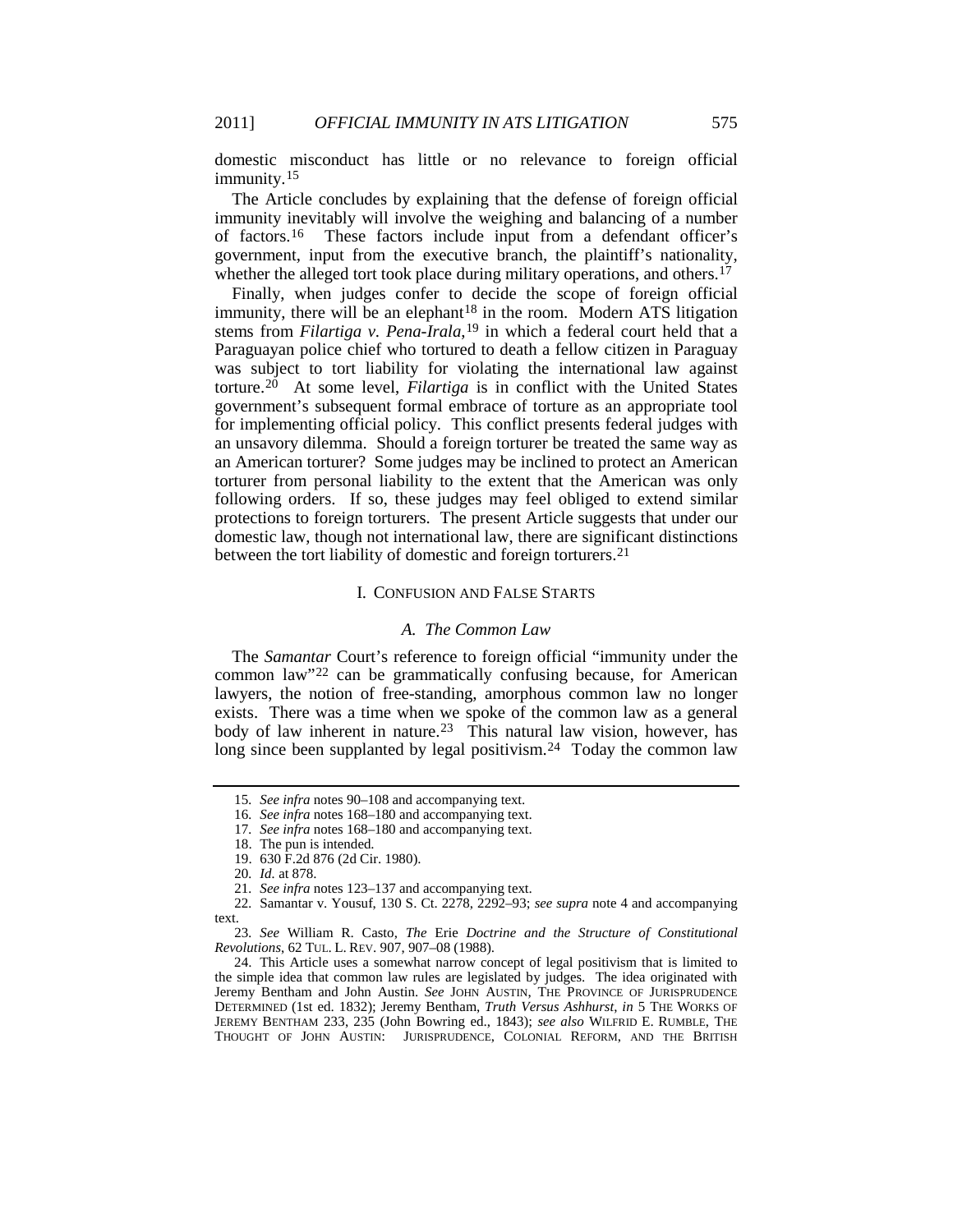domestic misconduct has little or no relevance to foreign official immunity.[15]

The Article concludes by explaining that the defense of foreign official immunity inevitably will involve the weighing and balancing of a number of factors.[16] These factors include input from a defendant officer's government, input from the executive branch, the plaintiff's nationality, whether the alleged tort took place during military operations, and others.[17]

Finally, when judges confer to decide the scope of foreign official immunity, there will be an elephant[18] in the room. Modern ATS litigation stems from *Filartiga v. Pena-Irala*,[19] in which a federal court held that a Paraguayan police chief who tortured to death a fellow citizen in Paraguay was subject to tort liability for violating the international law against torture.[20] At some level, *Filartiga* is in conflict with the United States government's subsequent formal embrace of torture as an appropriate tool for implementing official policy. This conflict presents federal judges with an unsavory dilemma. Should a foreign torturer be treated the same way as an American torturer? Some judges may be inclined to protect an American torturer from personal liability to the extent that the American was only following orders. If so, these judges may feel obliged to extend similar protections to foreign torturers. The present Article suggests that under our domestic law, though not international law, there are significant distinctions between the tort liability of domestic and foreign torturers.[21]

## I. CONFUSION AND FALSE STARTS

### *A. The Common Law*

The *Samantar* Court's reference to foreign official "immunity under the common law"[22] can be grammatically confusing because, for American lawyers, the notion of free-standing, amorphous common law no longer exists. There was a time when we spoke of the common law as a general body of law inherent in nature.[23] This natural law vision, however, has long since been supplanted by legal positivism.[24] Today the common law

---

15. *See infra* notes 90–108 and accompanying text.

16. *See infra* notes 168–180 and accompanying text.

17. *See infra* notes 168–180 and accompanying text.

18. The pun is intended.

19. 630 F.2d 876 (2d Cir. 1980).

20. *Id.* at 878.

21. *See infra* notes 123–137 and accompanying text.

22. Samantar v. Yousuf, 130 S. Ct. 2278, 2292–93; *see supra* note 4 and accompanying text.

23. *See* William R. Casto, *The* Erie *Doctrine and the Structure of Constitutional Revolutions*, 62 TUL. L. REV. 907, 907–08 (1988).

24. This Article uses a somewhat narrow concept of legal positivism that is limited to the simple idea that common law rules are legislated by judges. The idea originated with Jeremy Bentham and John Austin. *See* JOHN AUSTIN, THE PROVINCE OF JURISPRUDENCE DETERMINED (1st ed. 1832); Jeremy Bentham, *Truth Versus Ashhurst*, *in* 5 THE WORKS OF JEREMY BENTHAM 233, 235 (John Bowring ed., 1843); *see also* WILFRID E. RUMBLE, THE THOUGHT OF JOHN AUSTIN: JURISPRUDENCE, COLONIAL REFORM, AND THE BRITISH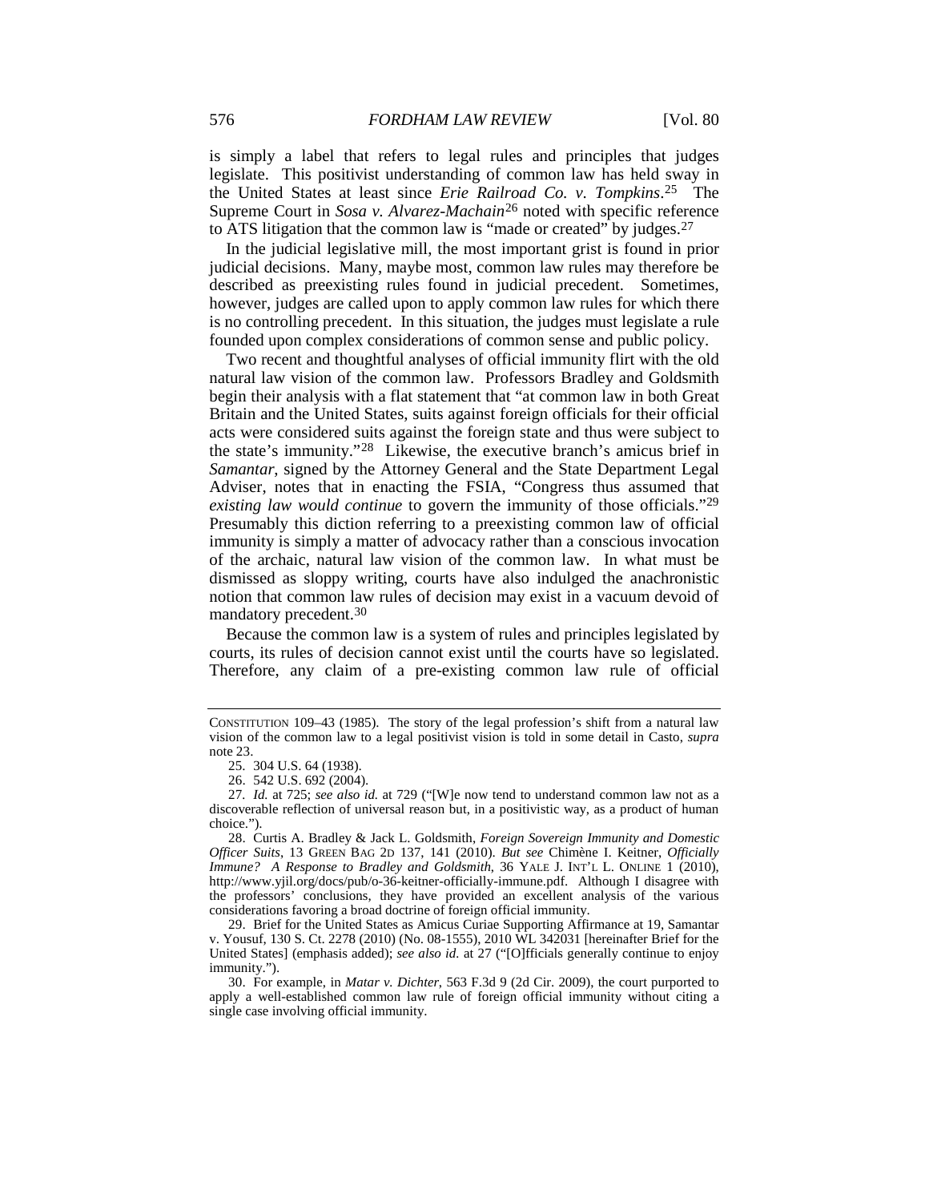is simply a label that refers to legal rules and principles that judges legislate. This positivist understanding of common law has held sway in the United States at least since *Erie Railroad Co. v. Tompkins*.[25] The Supreme Court in *Sosa v. Alvarez-Machain*[26] noted with specific reference to ATS litigation that the common law is "made or created" by judges.[27]

In the judicial legislative mill, the most important grist is found in prior judicial decisions. Many, maybe most, common law rules may therefore be described as preexisting rules found in judicial precedent. Sometimes, however, judges are called upon to apply common law rules for which there is no controlling precedent. In this situation, the judges must legislate a rule founded upon complex considerations of common sense and public policy.

Two recent and thoughtful analyses of official immunity flirt with the old natural law vision of the common law. Professors Bradley and Goldsmith begin their analysis with a flat statement that "at common law in both Great Britain and the United States, suits against foreign officials for their official acts were considered suits against the foreign state and thus were subject to the state's immunity."[28] Likewise, the executive branch's amicus brief in *Samantar*, signed by the Attorney General and the State Department Legal Adviser, notes that in enacting the FSIA, "Congress thus assumed that *existing law would continue* to govern the immunity of those officials."[29] Presumably this diction referring to a preexisting common law of official immunity is simply a matter of advocacy rather than a conscious invocation of the archaic, natural law vision of the common law. In what must be dismissed as sloppy writing, courts have also indulged the anachronistic notion that common law rules of decision may exist in a vacuum devoid of mandatory precedent.[30]

Because the common law is a system of rules and principles legislated by courts, its rules of decision cannot exist until the courts have so legislated. Therefore, any claim of a pre-existing common law rule of official

---

CONSTITUTION 109–43 (1985). The story of the legal profession's shift from a natural law vision of the common law to a legal positivist vision is told in some detail in Casto, *supra* note 23.

25. 304 U.S. 64 (1938).

26. 542 U.S. 692 (2004).

27. *Id.* at 725; *see also id.* at 729 ("[W]e now tend to understand common law not as a discoverable reflection of universal reason but, in a positivistic way, as a product of human choice.").

28. Curtis A. Bradley & Jack L. Goldsmith, *Foreign Sovereign Immunity and Domestic Officer Suits*, 13 GREEN BAG 2D 137, 141 (2010). *But see* Chimène I. Keitner, *Officially Immune? A Response to Bradley and Goldsmith*, 36 YALE J. INT'L L. ONLINE 1 (2010), http://www.yjil.org/docs/pub/o-36-keitner-officially-immune.pdf. Although I disagree with the professors' conclusions, they have provided an excellent analysis of the various considerations favoring a broad doctrine of foreign official immunity.

29. Brief for the United States as Amicus Curiae Supporting Affirmance at 19, Samantar v. Yousuf, 130 S. Ct. 2278 (2010) (No. 08-1555), 2010 WL 342031 [hereinafter Brief for the United States] (emphasis added); *see also id.* at 27 ("[O]fficials generally continue to enjoy immunity.").

30. For example, in *Matar v. Dichter*, 563 F.3d 9 (2d Cir. 2009), the court purported to apply a well-established common law rule of foreign official immunity without citing a single case involving official immunity.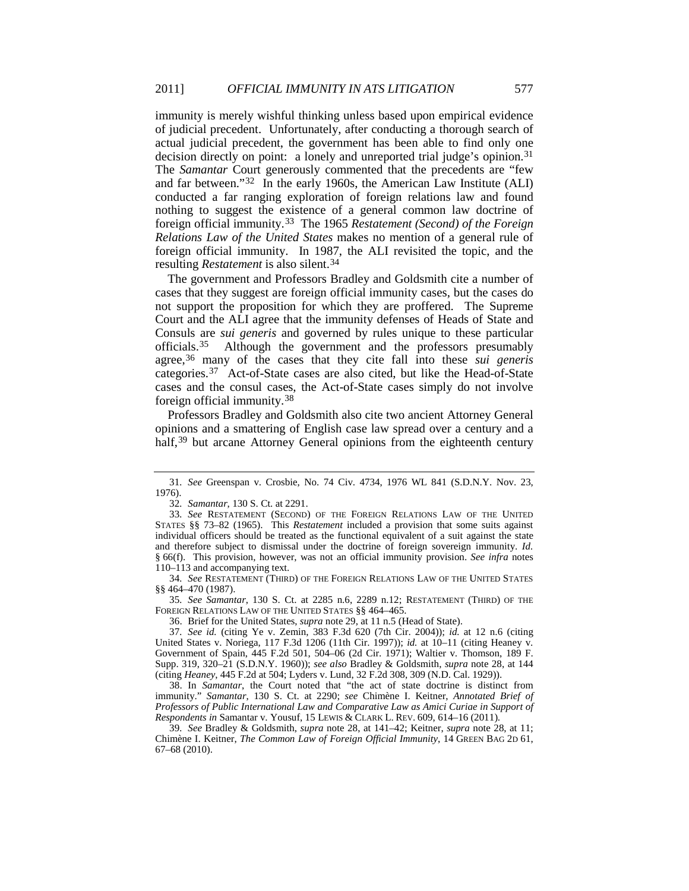immunity is merely wishful thinking unless based upon empirical evidence of judicial precedent. Unfortunately, after conducting a thorough search of actual judicial precedent, the government has been able to find only one decision directly on point: a lonely and unreported trial judge's opinion.[31] The *Samantar* Court generously commented that the precedents are "few and far between."[32] In the early 1960s, the American Law Institute (ALI) conducted a far ranging exploration of foreign relations law and found nothing to suggest the existence of a general common law doctrine of foreign official immunity.[33] The 1965 *Restatement (Second) of the Foreign Relations Law of the United States* makes no mention of a general rule of foreign official immunity. In 1987, the ALI revisited the topic, and the resulting *Restatement* is also silent.[34]

The government and Professors Bradley and Goldsmith cite a number of cases that they suggest are foreign official immunity cases, but the cases do not support the proposition for which they are proffered. The Supreme Court and the ALI agree that the immunity defenses of Heads of State and Consuls are *sui generis* and governed by rules unique to these particular officials.[35] Although the government and the professors presumably agree,[36] many of the cases that they cite fall into these *sui generis* categories.[37] Act-of-State cases are also cited, but like the Head-of-State cases and the consul cases, the Act-of-State cases simply do not involve foreign official immunity.[38]

Professors Bradley and Goldsmith also cite two ancient Attorney General opinions and a smattering of English case law spread over a century and a half,[39] but arcane Attorney General opinions from the eighteenth century

---

31. *See* Greenspan v. Crosbie, No. 74 Civ. 4734, 1976 WL 841 (S.D.N.Y. Nov. 23, 1976).

32. *Samantar*, 130 S. Ct. at 2291.

33. *See* RESTATEMENT (SECOND) OF THE FOREIGN RELATIONS LAW OF THE UNITED STATES §§ 73–82 (1965). This *Restatement* included a provision that some suits against individual officers should be treated as the functional equivalent of a suit against the state and therefore subject to dismissal under the doctrine of foreign sovereign immunity. *Id.* § 66(f). This provision, however, was not an official immunity provision. *See infra* notes 110–113 and accompanying text.

34. *See* RESTATEMENT (THIRD) OF THE FOREIGN RELATIONS LAW OF THE UNITED STATES §§ 464–470 (1987).

35. *See Samantar*, 130 S. Ct. at 2285 n.6, 2289 n.12; RESTATEMENT (THIRD) OF THE FOREIGN RELATIONS LAW OF THE UNITED STATES §§ 464–465.

36. Brief for the United States, *supra* note 29, at 11 n.5 (Head of State).

37. *See id.* (citing Ye v. Zemin, 383 F.3d 620 (7th Cir. 2004)); *id.* at 12 n.6 (citing United States v. Noriega, 117 F.3d 1206 (11th Cir. 1997)); *id.* at 10–11 (citing Heaney v. Government of Spain, 445 F.2d 501, 504–06 (2d Cir. 1971); Waltier v. Thomson, 189 F. Supp. 319, 320–21 (S.D.N.Y. 1960)); *see also* Bradley & Goldsmith, *supra* note 28, at 144 (citing *Heaney*, 445 F.2d at 504; Lyders v. Lund, 32 F.2d 308, 309 (N.D. Cal. 1929)).

38. In *Samantar*, the Court noted that "the act of state doctrine is distinct from immunity." *Samantar*, 130 S. Ct. at 2290; *see* Chimène I. Keitner, *Annotated Brief of Professors of Public International Law and Comparative Law as Amici Curiae in Support of Respondents in* Samantar v. Yousuf, 15 LEWIS & CLARK L. REV. 609, 614–16 (2011).

39. *See* Bradley & Goldsmith, *supra* note 28, at 141–42; Keitner, *supra* note 28, at 11; Chimène I. Keitner, *The Common Law of Foreign Official Immunity*, 14 GREEN BAG 2D 61, 67–68 (2010).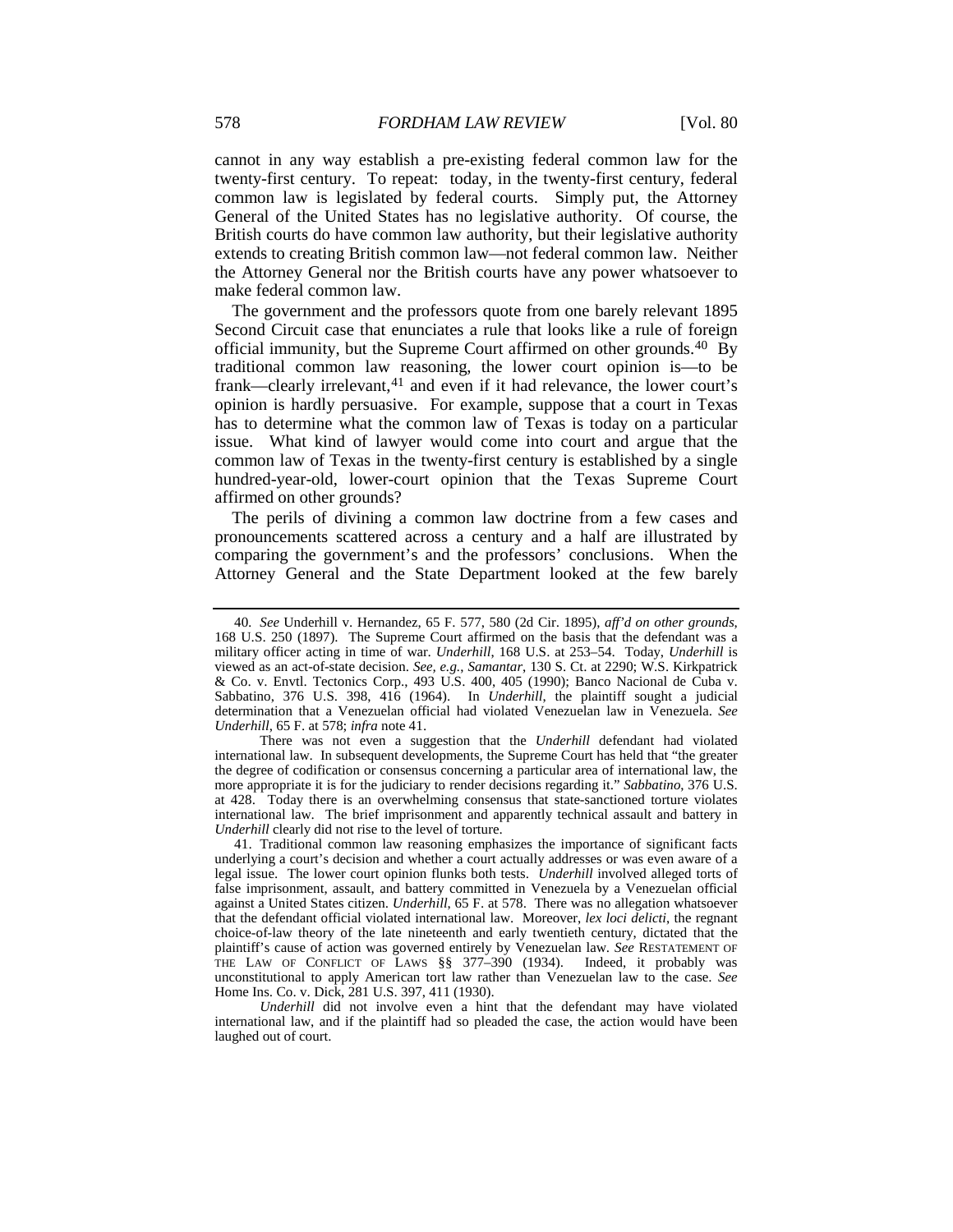cannot in any way establish a pre-existing federal common law for the twenty-first century. To repeat: today, in the twenty-first century, federal common law is legislated by federal courts. Simply put, the Attorney General of the United States has no legislative authority. Of course, the British courts do have common law authority, but their legislative authority extends to creating British common law—not federal common law. Neither the Attorney General nor the British courts have any power whatsoever to make federal common law.

The government and the professors quote from one barely relevant 1895 Second Circuit case that enunciates a rule that looks like a rule of foreign official immunity, but the Supreme Court affirmed on other grounds.[40] By traditional common law reasoning, the lower court opinion is—to be frank—clearly irrelevant,[41] and even if it had relevance, the lower court's opinion is hardly persuasive. For example, suppose that a court in Texas has to determine what the common law of Texas is today on a particular issue. What kind of lawyer would come into court and argue that the common law of Texas in the twenty-first century is established by a single hundred-year-old, lower-court opinion that the Texas Supreme Court affirmed on other grounds?

The perils of divining a common law doctrine from a few cases and pronouncements scattered across a century and a half are illustrated by comparing the government's and the professors' conclusions. When the Attorney General and the State Department looked at the few barely

---

40. *See* Underhill v. Hernandez, 65 F. 577, 580 (2d Cir. 1895), *aff'd on other grounds*, 168 U.S. 250 (1897). The Supreme Court affirmed on the basis that the defendant was a military officer acting in time of war. *Underhill*, 168 U.S. at 253–54. Today, *Underhill* is viewed as an act-of-state decision. *See, e.g.*, *Samantar*, 130 S. Ct. at 2290; W.S. Kirkpatrick & Co. v. Envtl. Tectonics Corp., 493 U.S. 400, 405 (1990); Banco Nacional de Cuba v. Sabbatino, 376 U.S. 398, 416 (1964). In *Underhill*, the plaintiff sought a judicial determination that a Venezuelan official had violated Venezuelan law in Venezuela. *See Underhill*, 65 F. at 578; *infra* note 41.

There was not even a suggestion that the *Underhill* defendant had violated international law. In subsequent developments, the Supreme Court has held that "the greater the degree of codification or consensus concerning a particular area of international law, the more appropriate it is for the judiciary to render decisions regarding it." *Sabbatino*, 376 U.S. at 428. Today there is an overwhelming consensus that state-sanctioned torture violates international law. The brief imprisonment and apparently technical assault and battery in *Underhill* clearly did not rise to the level of torture.

41. Traditional common law reasoning emphasizes the importance of significant facts underlying a court's decision and whether a court actually addresses or was even aware of a legal issue. The lower court opinion flunks both tests. *Underhill* involved alleged torts of false imprisonment, assault, and battery committed in Venezuela by a Venezuelan official against a United States citizen. *Underhill*, 65 F. at 578. There was no allegation whatsoever that the defendant official violated international law. Moreover, *lex loci delicti*, the regnant choice-of-law theory of the late nineteenth and early twentieth century, dictated that the plaintiff's cause of action was governed entirely by Venezuelan law. *See* RESTATEMENT OF THE LAW OF CONFLICT OF LAWS §§ 377–390 (1934). Indeed, it probably was unconstitutional to apply American tort law rather than Venezuelan law to the case. *See* Home Ins. Co. v. Dick, 281 U.S. 397, 411 (1930).

*Underhill* did not involve even a hint that the defendant may have violated international law, and if the plaintiff had so pleaded the case, the action would have been laughed out of court.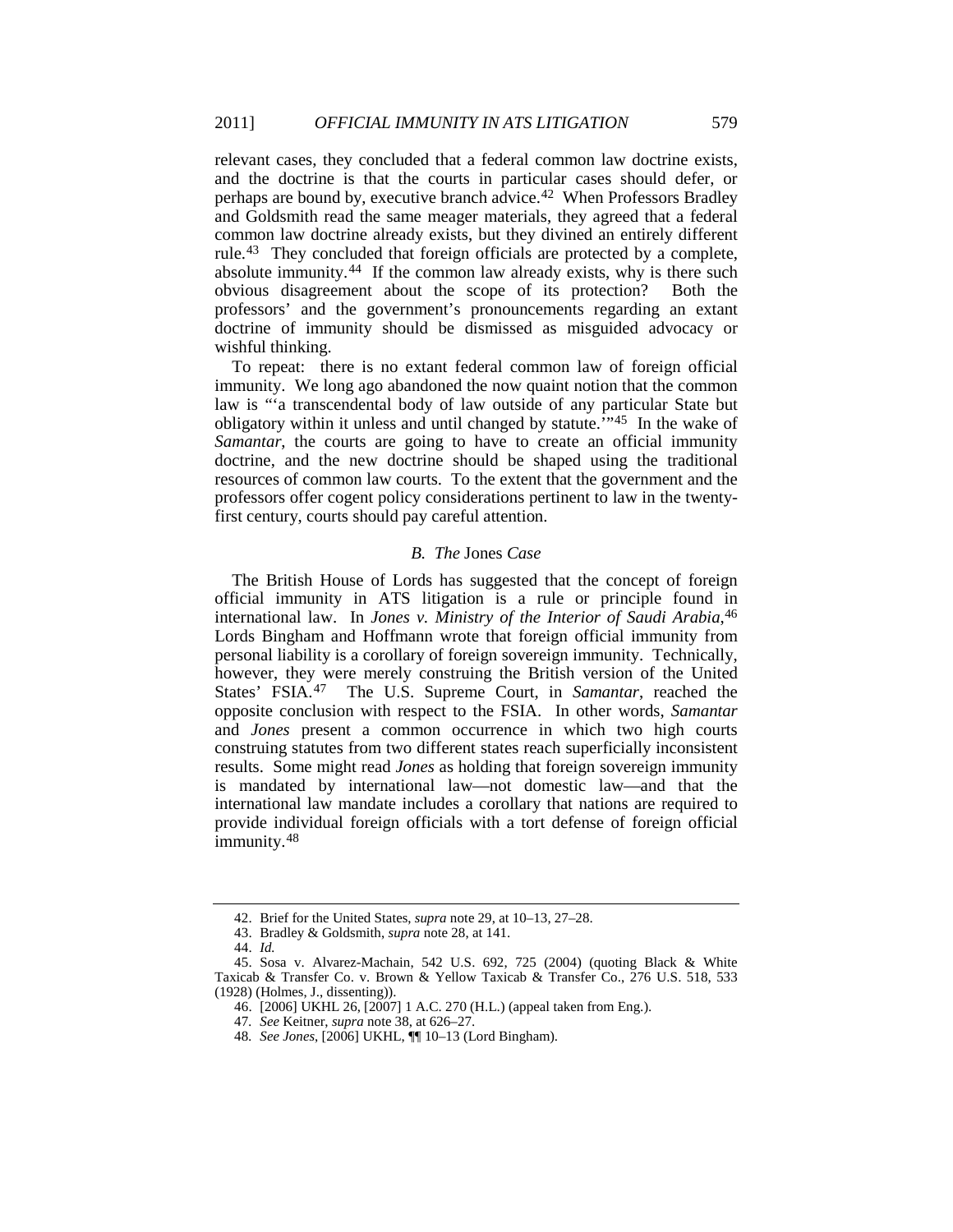relevant cases, they concluded that a federal common law doctrine exists, and the doctrine is that the courts in particular cases should defer, or perhaps are bound by, executive branch advice.[42] When Professors Bradley and Goldsmith read the same meager materials, they agreed that a federal common law doctrine already exists, but they divined an entirely different rule.[43] They concluded that foreign officials are protected by a complete, absolute immunity.[44] If the common law already exists, why is there such obvious disagreement about the scope of its protection? Both the professors' and the government's pronouncements regarding an extant doctrine of immunity should be dismissed as misguided advocacy or wishful thinking.

To repeat: there is no extant federal common law of foreign official immunity. We long ago abandoned the now quaint notion that the common law is "'a transcendental body of law outside of any particular State but obligatory within it unless and until changed by statute.'"[45] In the wake of *Samantar*, the courts are going to have to create an official immunity doctrine, and the new doctrine should be shaped using the traditional resources of common law courts. To the extent that the government and the professors offer cogent policy considerations pertinent to law in the twenty-first century, courts should pay careful attention.

### *B. The* Jones *Case*

The British House of Lords has suggested that the concept of foreign official immunity in ATS litigation is a rule or principle found in international law. In *Jones v. Ministry of the Interior of Saudi Arabia*,[46] Lords Bingham and Hoffmann wrote that foreign official immunity from personal liability is a corollary of foreign sovereign immunity. Technically, however, they were merely construing the British version of the United States' FSIA.[47] The U.S. Supreme Court, in *Samantar*, reached the opposite conclusion with respect to the FSIA. In other words, *Samantar* and *Jones* present a common occurrence in which two high courts construing statutes from two different states reach superficially inconsistent results. Some might read *Jones* as holding that foreign sovereign immunity is mandated by international law—not domestic law—and that the international law mandate includes a corollary that nations are required to provide individual foreign officials with a tort defense of foreign official immunity.[48]

---

42. Brief for the United States, *supra* note 29, at 10–13, 27–28.

43. Bradley & Goldsmith, *supra* note 28, at 141.

44. *Id.*

45. Sosa v. Alvarez-Machain, 542 U.S. 692, 725 (2004) (quoting Black & White Taxicab & Transfer Co. v. Brown & Yellow Taxicab & Transfer Co., 276 U.S. 518, 533 (1928) (Holmes, J., dissenting)).

46. [2006] UKHL 26, [2007] 1 A.C. 270 (H.L.) (appeal taken from Eng.).

47. *See* Keitner, *supra* note 38, at 626–27.

48. *See Jones*, [2006] UKHL, ¶¶ 10–13 (Lord Bingham).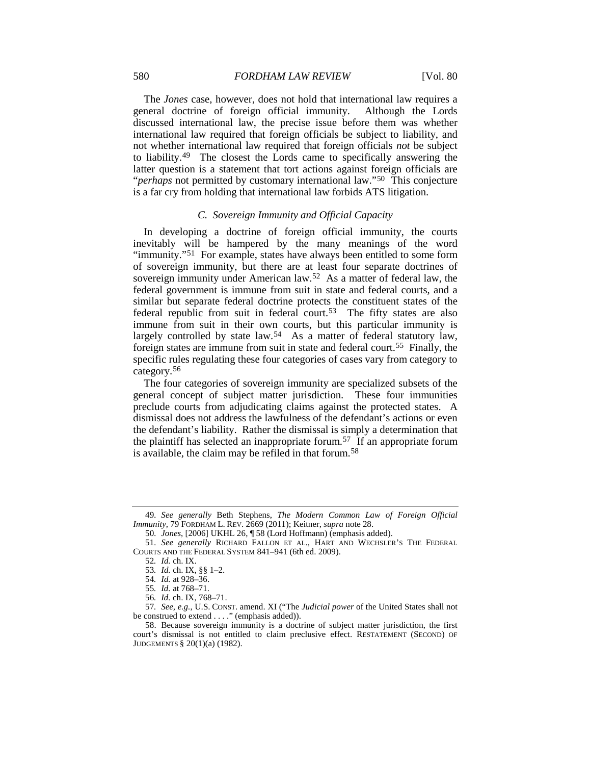The *Jones* case, however, does not hold that international law requires a general doctrine of foreign official immunity. Although the Lords discussed international law, the precise issue before them was whether international law required that foreign officials be subject to liability, and not whether international law required that foreign officials *not* be subject to liability.[49] The closest the Lords came to specifically answering the latter question is a statement that tort actions against foreign officials are "*perhaps* not permitted by customary international law."[50] This conjecture is a far cry from holding that international law forbids ATS litigation.

### *C. Sovereign Immunity and Official Capacity*

In developing a doctrine of foreign official immunity, the courts inevitably will be hampered by the many meanings of the word "immunity."[51] For example, states have always been entitled to some form of sovereign immunity, but there are at least four separate doctrines of sovereign immunity under American law.[52] As a matter of federal law, the federal government is immune from suit in state and federal courts, and a similar but separate federal doctrine protects the constituent states of the federal republic from suit in federal court.[53] The fifty states are also immune from suit in their own courts, but this particular immunity is largely controlled by state law.[54] As a matter of federal statutory law, foreign states are immune from suit in state and federal court.[55] Finally, the specific rules regulating these four categories of cases vary from category to category.[56]

The four categories of sovereign immunity are specialized subsets of the general concept of subject matter jurisdiction. These four immunities preclude courts from adjudicating claims against the protected states. A dismissal does not address the lawfulness of the defendant's actions or even the defendant's liability. Rather the dismissal is simply a determination that the plaintiff has selected an inappropriate forum.[57] If an appropriate forum is available, the claim may be refiled in that forum.[58]

---

49. *See generally* Beth Stephens, *The Modern Common Law of Foreign Official Immunity*, 79 FORDHAM L. REV. 2669 (2011); Keitner, *supra* note 28.

50. *Jones*, [2006] UKHL 26, ¶ 58 (Lord Hoffmann) (emphasis added).

51. *See generally* RICHARD FALLON ET AL., HART AND WECHSLER'S THE FEDERAL COURTS AND THE FEDERAL SYSTEM 841–941 (6th ed. 2009).

52. *Id.* ch. IX.

53. *Id.* ch. IX, §§ 1–2.

54. *Id.* at 928–36.

55. *Id.* at 768–71.

56. *Id.* ch. IX, 768–71.

57. *See, e.g.*, U.S. CONST. amend. XI ("The *Judicial power* of the United States shall not be construed to extend . . . ." (emphasis added)).

58. Because sovereign immunity is a doctrine of subject matter jurisdiction, the first court's dismissal is not entitled to claim preclusive effect. RESTATEMENT (SECOND) OF JUDGEMENTS § 20(1)(a) (1982).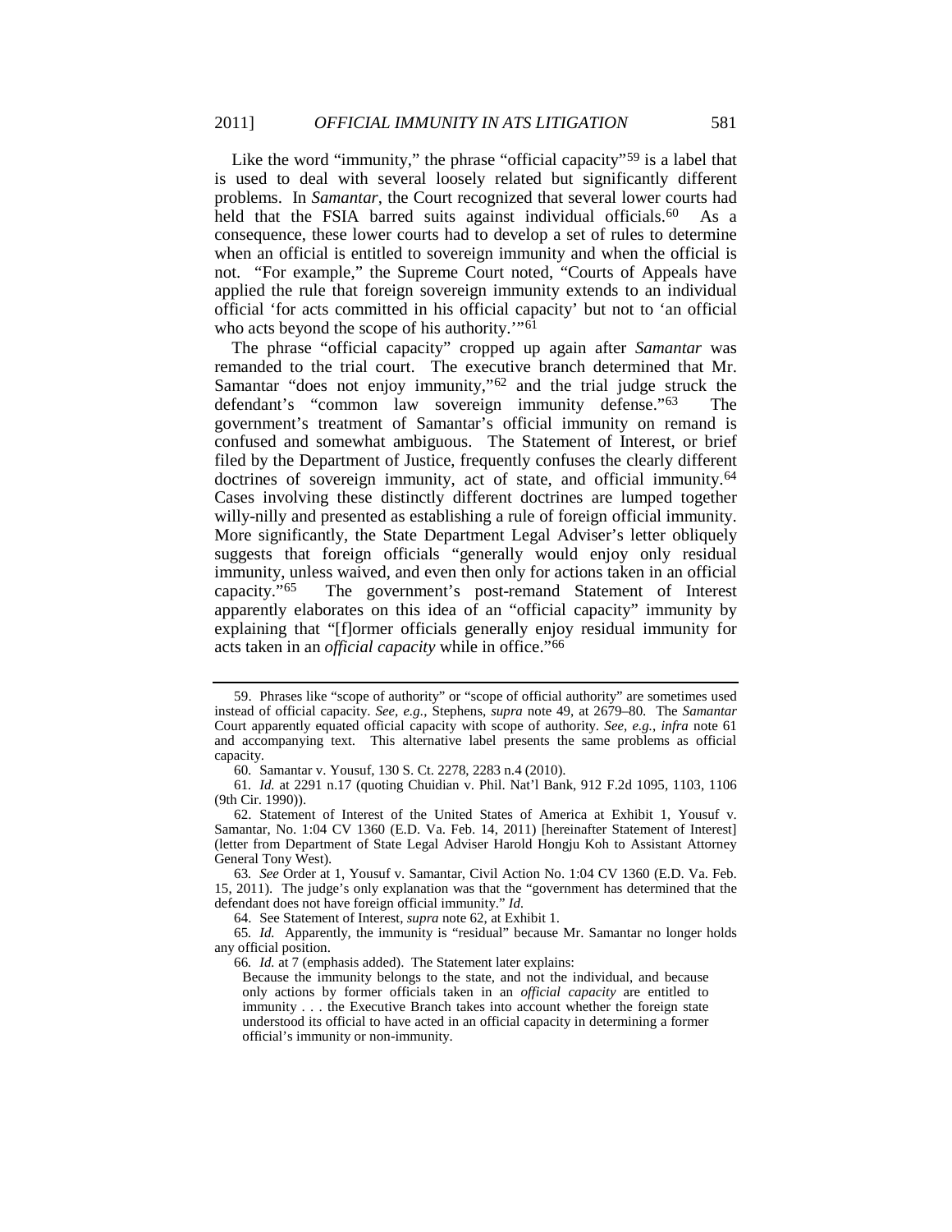Like the word "immunity," the phrase "official capacity"[59] is a label that is used to deal with several loosely related but significantly different problems. In *Samantar*, the Court recognized that several lower courts had held that the FSIA barred suits against individual officials.[60] As a consequence, these lower courts had to develop a set of rules to determine when an official is entitled to sovereign immunity and when the official is not. "For example," the Supreme Court noted, "Courts of Appeals have applied the rule that foreign sovereign immunity extends to an individual official 'for acts committed in his official capacity' but not to 'an official who acts beyond the scope of his authority.'"[61]

The phrase "official capacity" cropped up again after *Samantar* was remanded to the trial court. The executive branch determined that Mr. Samantar "does not enjoy immunity,"[62] and the trial judge struck the defendant's "common law sovereign immunity defense."[63] The government's treatment of Samantar's official immunity on remand is confused and somewhat ambiguous. The Statement of Interest, or brief filed by the Department of Justice, frequently confuses the clearly different doctrines of sovereign immunity, act of state, and official immunity.[64] Cases involving these distinctly different doctrines are lumped together willy-nilly and presented as establishing a rule of foreign official immunity. More significantly, the State Department Legal Adviser's letter obliquely suggests that foreign officials "generally would enjoy only residual immunity, unless waived, and even then only for actions taken in an official capacity."[65] The government's post-remand Statement of Interest apparently elaborates on this idea of an "official capacity" immunity by explaining that "[f]ormer officials generally enjoy residual immunity for acts taken in an *official capacity* while in office."[66]

---

59. Phrases like "scope of authority" or "scope of official authority" are sometimes used instead of official capacity. *See, e.g.*, Stephens, *supra* note 49, at 2679–80. The *Samantar* Court apparently equated official capacity with scope of authority. *See, e.g.*, *infra* note 61 and accompanying text. This alternative label presents the same problems as official capacity.

60. Samantar v. Yousuf, 130 S. Ct. 2278, 2283 n.4 (2010).

61. *Id.* at 2291 n.17 (quoting Chuidian v. Phil. Nat'l Bank, 912 F.2d 1095, 1103, 1106 (9th Cir. 1990)).

62. Statement of Interest of the United States of America at Exhibit 1, Yousuf v. Samantar, No. 1:04 CV 1360 (E.D. Va. Feb. 14, 2011) [hereinafter Statement of Interest] (letter from Department of State Legal Adviser Harold Hongju Koh to Assistant Attorney General Tony West).

63. *See* Order at 1, Yousuf v. Samantar, Civil Action No. 1:04 CV 1360 (E.D. Va. Feb. 15, 2011). The judge's only explanation was that the "government has determined that the defendant does not have foreign official immunity." *Id.*

64. See Statement of Interest, *supra* note 62, at Exhibit 1.

65. *Id.* Apparently, the immunity is "residual" because Mr. Samantar no longer holds any official position.

66. *Id.* at 7 (emphasis added). The Statement later explains:

> Because the immunity belongs to the state, and not the individual, and because only actions by former officials taken in an *official capacity* are entitled to immunity . . . the Executive Branch takes into account whether the foreign state understood its official to have acted in an official capacity in determining a former official's immunity or non-immunity.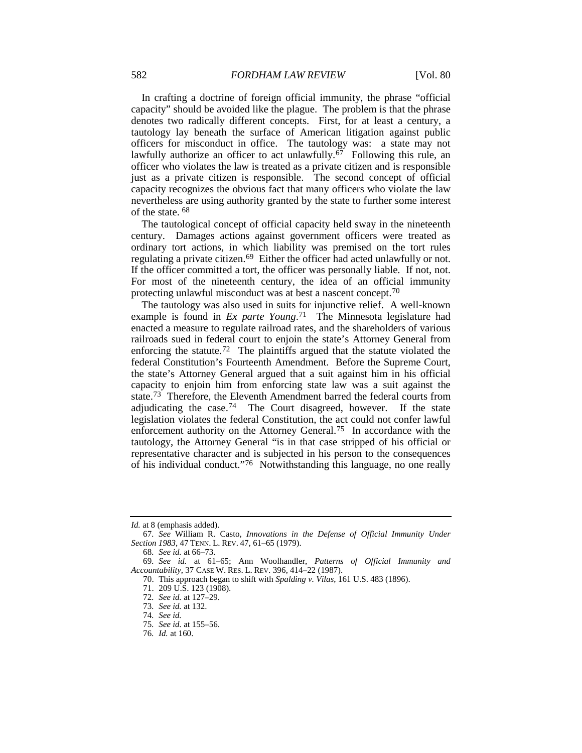In crafting a doctrine of foreign official immunity, the phrase "official capacity" should be avoided like the plague. The problem is that the phrase denotes two radically different concepts. First, for at least a century, a tautology lay beneath the surface of American litigation against public officers for misconduct in office. The tautology was: a state may not lawfully authorize an officer to act unlawfully.[67] Following this rule, an officer who violates the law is treated as a private citizen and is responsible just as a private citizen is responsible. The second concept of official capacity recognizes the obvious fact that many officers who violate the law nevertheless are using authority granted by the state to further some interest of the state.[68]

The tautological concept of official capacity held sway in the nineteenth century. Damages actions against government officers were treated as ordinary tort actions, in which liability was premised on the tort rules regulating a private citizen.[69] Either the officer had acted unlawfully or not. If the officer committed a tort, the officer was personally liable. If not, not. For most of the nineteenth century, the idea of an official immunity protecting unlawful misconduct was at best a nascent concept.[70]

The tautology was also used in suits for injunctive relief. A well-known example is found in *Ex parte Young*.[71] The Minnesota legislature had enacted a measure to regulate railroad rates, and the shareholders of various railroads sued in federal court to enjoin the state's Attorney General from enforcing the statute.[72] The plaintiffs argued that the statute violated the federal Constitution's Fourteenth Amendment. Before the Supreme Court, the state's Attorney General argued that a suit against him in his official capacity to enjoin him from enforcing state law was a suit against the state.[73] Therefore, the Eleventh Amendment barred the federal courts from adjudicating the case.[74] The Court disagreed, however. If the state legislation violates the federal Constitution, the act could not confer lawful enforcement authority on the Attorney General.[75] In accordance with the tautology, the Attorney General "is in that case stripped of his official or representative character and is subjected in his person to the consequences of his individual conduct."[76] Notwithstanding this language, no one really

---

*Id.* at 8 (emphasis added).

67. *See* William R. Casto, *Innovations in the Defense of Official Immunity Under Section 1983*, 47 TENN. L. REV. 47, 61–65 (1979).

68. *See id.* at 66–73.

69. *See id.* at 61–65; Ann Woolhandler, *Patterns of Official Immunity and Accountability*, 37 CASE W. RES. L. REV. 396, 414–22 (1987).

70. This approach began to shift with *Spalding v. Vilas*, 161 U.S. 483 (1896).

71. 209 U.S. 123 (1908).

72. *See id.* at 127–29.

73. *See id.* at 132.

74. *See id.*

75. *See id.* at 155–56.

76. *Id.* at 160.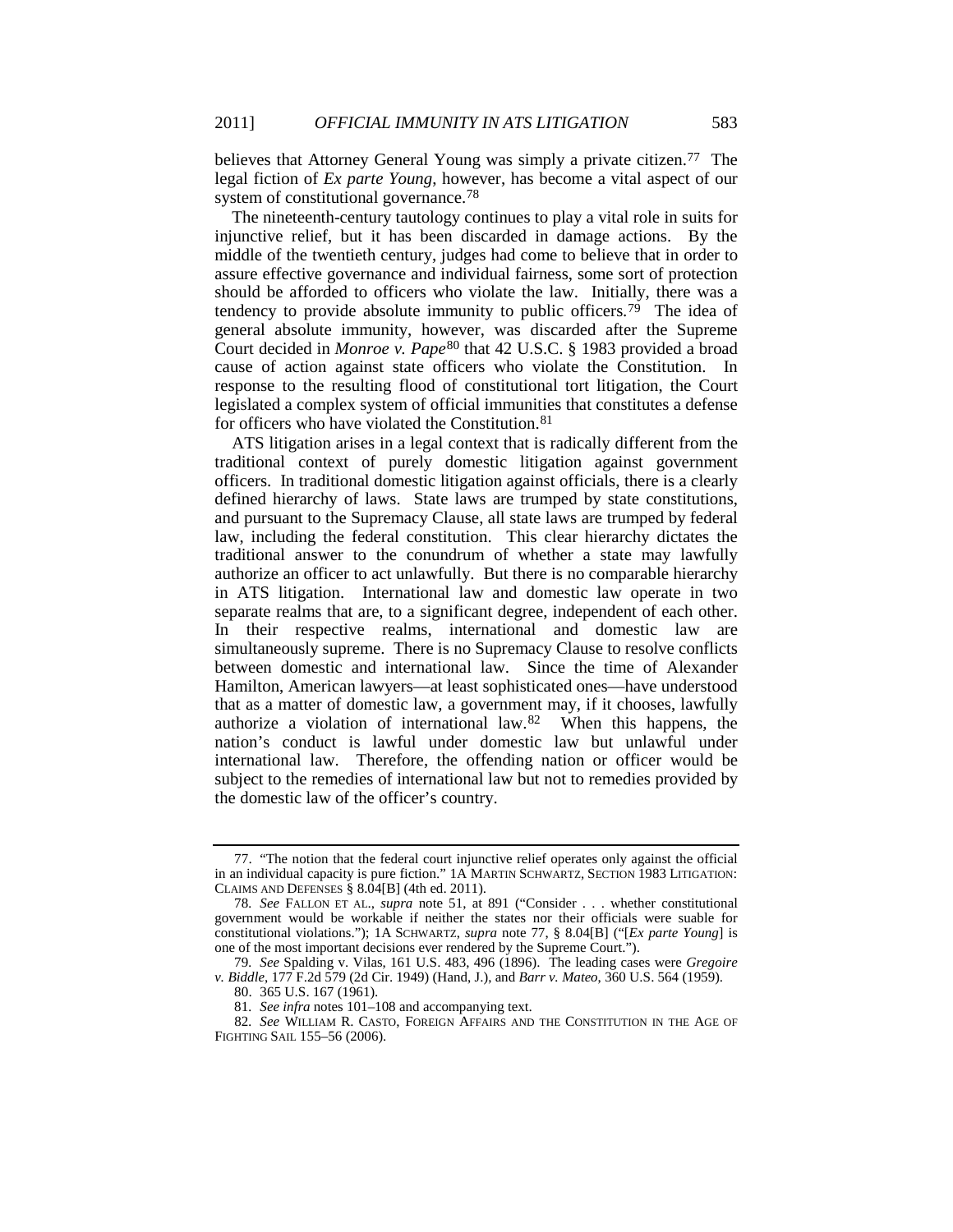believes that Attorney General Young was simply a private citizen.[77] The legal fiction of *Ex parte Young*, however, has become a vital aspect of our system of constitutional governance.[78]

The nineteenth-century tautology continues to play a vital role in suits for injunctive relief, but it has been discarded in damage actions. By the middle of the twentieth century, judges had come to believe that in order to assure effective governance and individual fairness, some sort of protection should be afforded to officers who violate the law. Initially, there was a tendency to provide absolute immunity to public officers.[79] The idea of general absolute immunity, however, was discarded after the Supreme Court decided in *Monroe v. Pape*[80] that 42 U.S.C. § 1983 provided a broad cause of action against state officers who violate the Constitution. In response to the resulting flood of constitutional tort litigation, the Court legislated a complex system of official immunities that constitutes a defense for officers who have violated the Constitution.[81]

ATS litigation arises in a legal context that is radically different from the traditional context of purely domestic litigation against government officers. In traditional domestic litigation against officials, there is a clearly defined hierarchy of laws. State laws are trumped by state constitutions, and pursuant to the Supremacy Clause, all state laws are trumped by federal law, including the federal constitution. This clear hierarchy dictates the traditional answer to the conundrum of whether a state may lawfully authorize an officer to act unlawfully. But there is no comparable hierarchy in ATS litigation. International law and domestic law operate in two separate realms that are, to a significant degree, independent of each other. In their respective realms, international and domestic law are simultaneously supreme. There is no Supremacy Clause to resolve conflicts between domestic and international law. Since the time of Alexander Hamilton, American lawyers—at least sophisticated ones—have understood that as a matter of domestic law, a government may, if it chooses, lawfully authorize a violation of international law.[82] When this happens, the nation's conduct is lawful under domestic law but unlawful under international law. Therefore, the offending nation or officer would be subject to the remedies of international law but not to remedies provided by the domestic law of the officer's country.

---

77. "The notion that the federal court injunctive relief operates only against the official in an individual capacity is pure fiction." 1A MARTIN SCHWARTZ, SECTION 1983 LITIGATION: CLAIMS AND DEFENSES § 8.04[B] (4th ed. 2011).

78. *See* FALLON ET AL., *supra* note 51, at 891 ("Consider . . . whether constitutional government would be workable if neither the states nor their officials were suable for constitutional violations."); 1A SCHWARTZ, *supra* note 77, § 8.04[B] ("[*Ex parte Young*] is one of the most important decisions ever rendered by the Supreme Court.").

79. *See* Spalding v. Vilas, 161 U.S. 483, 496 (1896). The leading cases were *Gregoire v. Biddle*, 177 F.2d 579 (2d Cir. 1949) (Hand, J.), and *Barr v. Mateo*, 360 U.S. 564 (1959).

80. 365 U.S. 167 (1961).

81. *See infra* notes 101–108 and accompanying text.

82. *See* WILLIAM R. CASTO, FOREIGN AFFAIRS AND THE CONSTITUTION IN THE AGE OF FIGHTING SAIL 155–56 (2006).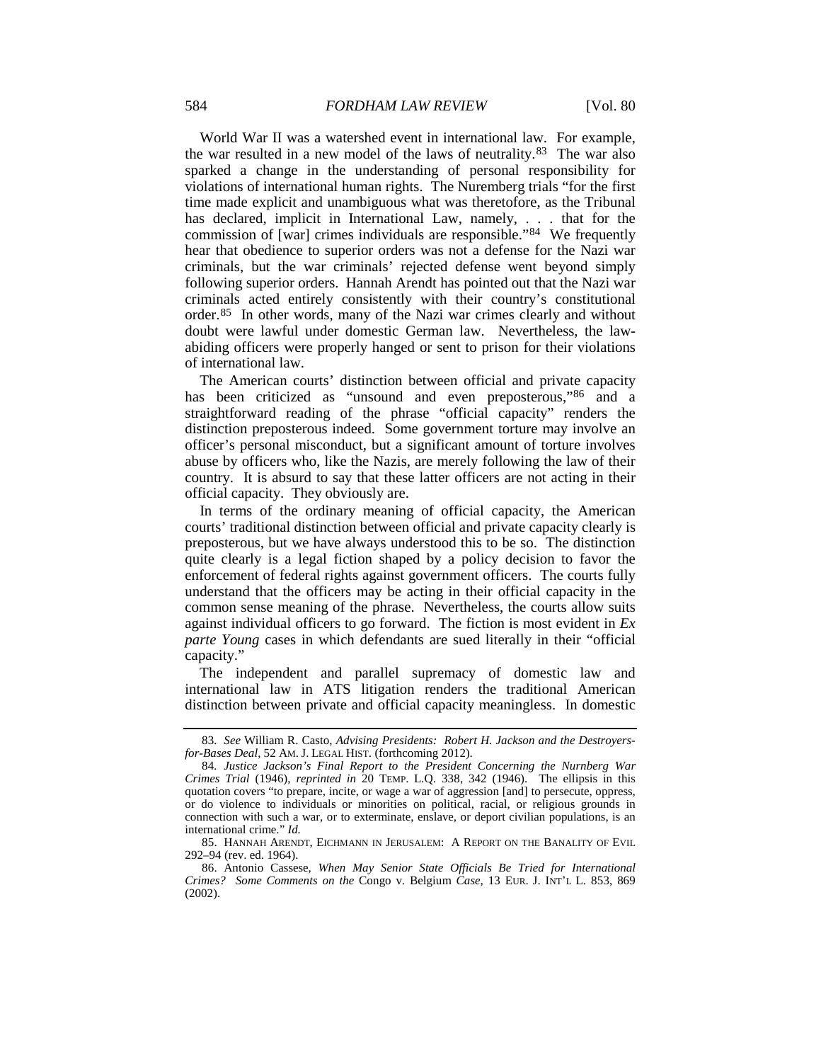World War II was a watershed event in international law. For example, the war resulted in a new model of the laws of neutrality.[83] The war also sparked a change in the understanding of personal responsibility for violations of international human rights. The Nuremberg trials "for the first time made explicit and unambiguous what was theretofore, as the Tribunal has declared, implicit in International Law, namely, . . . that for the commission of [war] crimes individuals are responsible."[84] We frequently hear that obedience to superior orders was not a defense for the Nazi war criminals, but the war criminals' rejected defense went beyond simply following superior orders. Hannah Arendt has pointed out that the Nazi war criminals acted entirely consistently with their country's constitutional order.[85] In other words, many of the Nazi war crimes clearly and without doubt were lawful under domestic German law. Nevertheless, the law-abiding officers were properly hanged or sent to prison for their violations of international law.

The American courts' distinction between official and private capacity has been criticized as "unsound and even preposterous,"[86] and a straightforward reading of the phrase "official capacity" renders the distinction preposterous indeed. Some government torture may involve an officer's personal misconduct, but a significant amount of torture involves abuse by officers who, like the Nazis, are merely following the law of their country. It is absurd to say that these latter officers are not acting in their official capacity. They obviously are.

In terms of the ordinary meaning of official capacity, the American courts' traditional distinction between official and private capacity clearly is preposterous, but we have always understood this to be so. The distinction quite clearly is a legal fiction shaped by a policy decision to favor the enforcement of federal rights against government officers. The courts fully understand that the officers may be acting in their official capacity in the common sense meaning of the phrase. Nevertheless, the courts allow suits against individual officers to go forward. The fiction is most evident in *Ex parte Young* cases in which defendants are sued literally in their "official capacity."

The independent and parallel supremacy of domestic law and international law in ATS litigation renders the traditional American distinction between private and official capacity meaningless. In domestic

---

83. *See* William R. Casto, *Advising Presidents: Robert H. Jackson and the Destroyers-for-Bases Deal*, 52 AM. J. LEGAL HIST. (forthcoming 2012).

84. *Justice Jackson's Final Report to the President Concerning the Nurnberg War Crimes Trial* (1946), *reprinted in* 20 TEMP. L.Q. 338, 342 (1946). The ellipsis in this quotation covers "to prepare, incite, or wage a war of aggression [and] to persecute, oppress, or do violence to individuals or minorities on political, racial, or religious grounds in connection with such a war, or to exterminate, enslave, or deport civilian populations, is an international crime." *Id.*

85. HANNAH ARENDT, EICHMANN IN JERUSALEM: A REPORT ON THE BANALITY OF EVIL 292–94 (rev. ed. 1964).

86. Antonio Cassese, *When May Senior State Officials Be Tried for International Crimes? Some Comments on the* Congo v. Belgium *Case*, 13 EUR. J. INT'L L. 853, 869 (2002).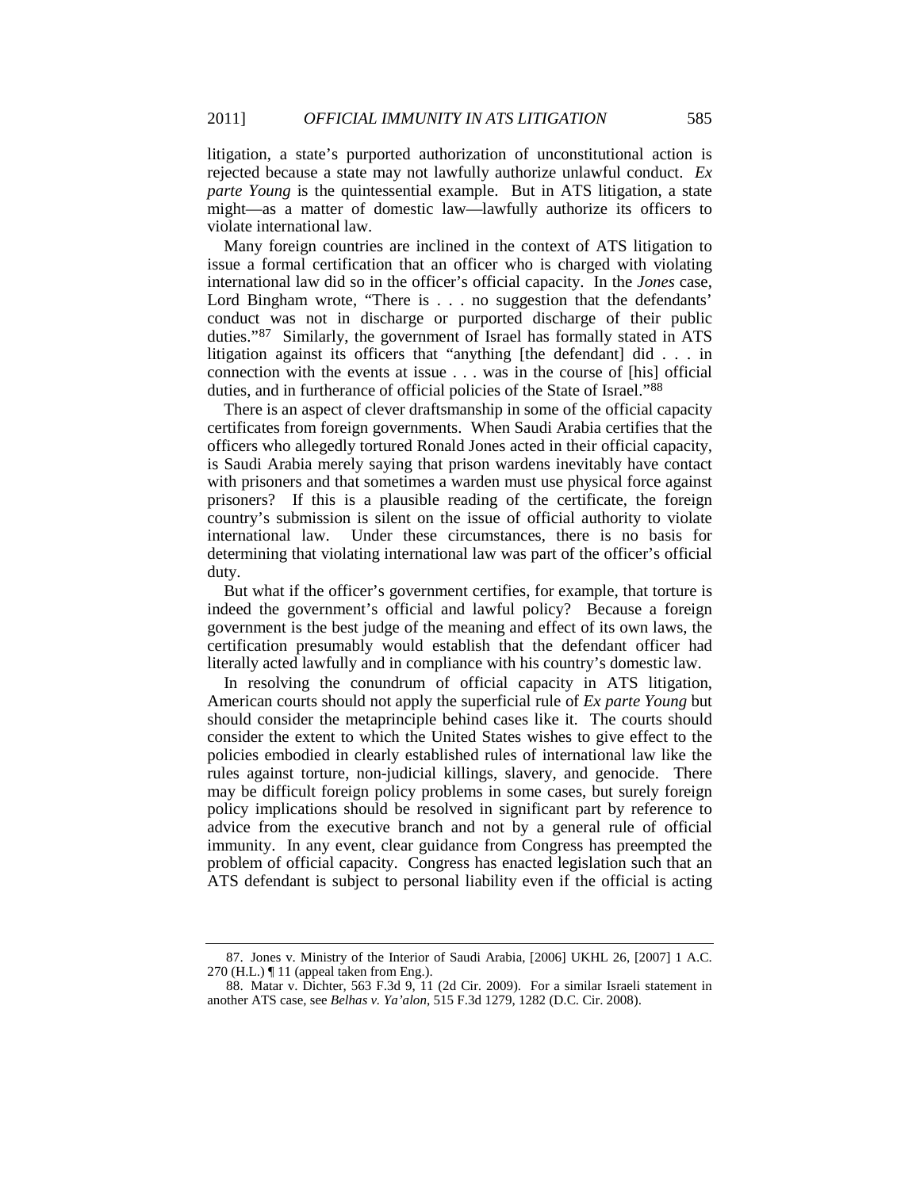litigation, a state's purported authorization of unconstitutional action is rejected because a state may not lawfully authorize unlawful conduct. *Ex parte Young* is the quintessential example. But in ATS litigation, a state might—as a matter of domestic law—lawfully authorize its officers to violate international law.

Many foreign countries are inclined in the context of ATS litigation to issue a formal certification that an officer who is charged with violating international law did so in the officer's official capacity. In the *Jones* case, Lord Bingham wrote, "There is . . . no suggestion that the defendants' conduct was not in discharge or purported discharge of their public duties."[87] Similarly, the government of Israel has formally stated in ATS litigation against its officers that "anything [the defendant] did . . . in connection with the events at issue . . . was in the course of [his] official duties, and in furtherance of official policies of the State of Israel."[88]

There is an aspect of clever draftsmanship in some of the official capacity certificates from foreign governments. When Saudi Arabia certifies that the officers who allegedly tortured Ronald Jones acted in their official capacity, is Saudi Arabia merely saying that prison wardens inevitably have contact with prisoners and that sometimes a warden must use physical force against prisoners? If this is a plausible reading of the certificate, the foreign country's submission is silent on the issue of official authority to violate international law. Under these circumstances, there is no basis for determining that violating international law was part of the officer's official duty.

But what if the officer's government certifies, for example, that torture is indeed the government's official and lawful policy? Because a foreign government is the best judge of the meaning and effect of its own laws, the certification presumably would establish that the defendant officer had literally acted lawfully and in compliance with his country's domestic law.

In resolving the conundrum of official capacity in ATS litigation, American courts should not apply the superficial rule of *Ex parte Young* but should consider the metaprinciple behind cases like it. The courts should consider the extent to which the United States wishes to give effect to the policies embodied in clearly established rules of international law like the rules against torture, non-judicial killings, slavery, and genocide. There may be difficult foreign policy problems in some cases, but surely foreign policy implications should be resolved in significant part by reference to advice from the executive branch and not by a general rule of official immunity. In any event, clear guidance from Congress has preempted the problem of official capacity. Congress has enacted legislation such that an ATS defendant is subject to personal liability even if the official is acting

---

87. Jones v. Ministry of the Interior of Saudi Arabia, [2006] UKHL 26, [2007] 1 A.C. 270 (H.L.) ¶ 11 (appeal taken from Eng.).

88. Matar v. Dichter, 563 F.3d 9, 11 (2d Cir. 2009). For a similar Israeli statement in another ATS case, see *Belhas v. Ya'alon*, 515 F.3d 1279, 1282 (D.C. Cir. 2008).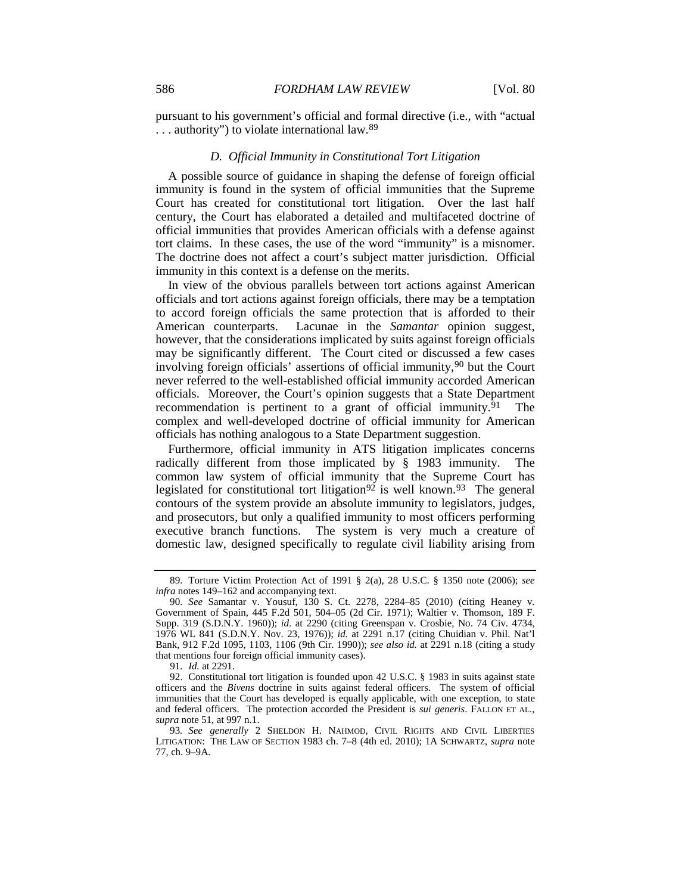pursuant to his government's official and formal directive (i.e., with "actual . . . authority") to violate international law.[89]

### D. Official Immunity in Constitutional Tort Litigation

A possible source of guidance in shaping the defense of foreign official immunity is found in the system of official immunities that the Supreme Court has created for constitutional tort litigation. Over the last half century, the Court has elaborated a detailed and multifaceted doctrine of official immunities that provides American officials with a defense against tort claims. In these cases, the use of the word "immunity" is a misnomer. The doctrine does not affect a court's subject matter jurisdiction. Official immunity in this context is a defense on the merits.

In view of the obvious parallels between tort actions against American officials and tort actions against foreign officials, there may be a temptation to accord foreign officials the same protection that is afforded to their American counterparts. Lacunae in the *Samantar* opinion suggest, however, that the considerations implicated by suits against foreign officials may be significantly different. The Court cited or discussed a few cases involving foreign officials' assertions of official immunity,[90] but the Court never referred to the well-established official immunity accorded American officials. Moreover, the Court's opinion suggests that a State Department recommendation is pertinent to a grant of official immunity.[91] The complex and well-developed doctrine of official immunity for American officials has nothing analogous to a State Department suggestion.

Furthermore, official immunity in ATS litigation implicates concerns radically different from those implicated by § 1983 immunity. The common law system of official immunity that the Supreme Court has legislated for constitutional tort litigation[92] is well known.[93] The general contours of the system provide an absolute immunity to legislators, judges, and prosecutors, but only a qualified immunity to most officers performing executive branch functions. The system is very much a creature of domestic law, designed specifically to regulate civil liability arising from

---

89. Torture Victim Protection Act of 1991 § 2(a), 28 U.S.C. § 1350 note (2006); *see infra* notes 149–162 and accompanying text.

90. *See* Samantar v. Yousuf, 130 S. Ct. 2278, 2284–85 (2010) (citing Heaney v. Government of Spain, 445 F.2d 501, 504–05 (2d Cir. 1971); Waltier v. Thomson, 189 F. Supp. 319 (S.D.N.Y. 1960)); *id.* at 2290 (citing Greenspan v. Crosbie, No. 74 Civ. 4734, 1976 WL 841 (S.D.N.Y. Nov. 23, 1976)); *id.* at 2291 n.17 (citing Chuidian v. Phil. Nat'l Bank, 912 F.2d 1095, 1103, 1106 (9th Cir. 1990)); *see also id.* at 2291 n.18 (citing a study that mentions four foreign official immunity cases).

91. *Id.* at 2291.

92. Constitutional tort litigation is founded upon 42 U.S.C. § 1983 in suits against state officers and the *Bivens* doctrine in suits against federal officers. The system of official immunities that the Court has developed is equally applicable, with one exception, to state and federal officers. The protection accorded the President is *sui generis*. FALLON ET AL., *supra* note 51, at 997 n.1.

93. *See generally* 2 SHELDON H. NAHMOD, CIVIL RIGHTS AND CIVIL LIBERTIES LITIGATION: THE LAW OF SECTION 1983 ch. 7–8 (4th ed. 2010); 1A SCHWARTZ, *supra* note 77, ch. 9–9A.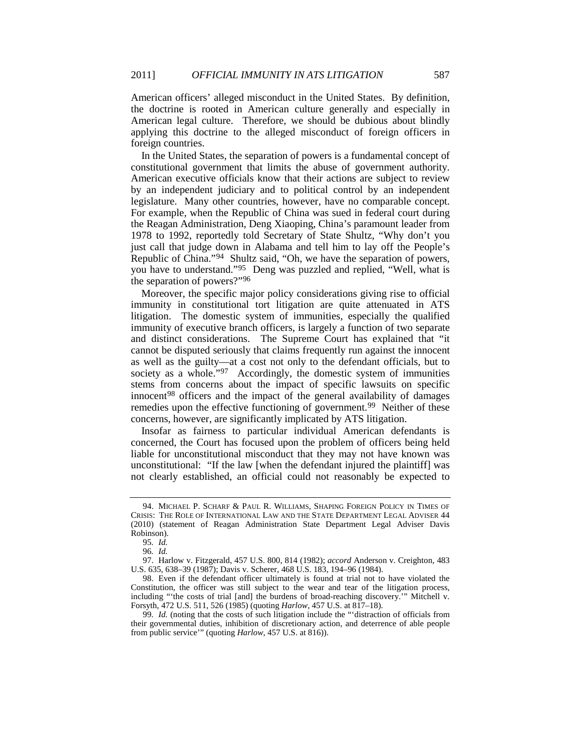American officers' alleged misconduct in the United States. By definition, the doctrine is rooted in American culture generally and especially in American legal culture. Therefore, we should be dubious about blindly applying this doctrine to the alleged misconduct of foreign officers in foreign countries.

In the United States, the separation of powers is a fundamental concept of constitutional government that limits the abuse of government authority. American executive officials know that their actions are subject to review by an independent judiciary and to political control by an independent legislature. Many other countries, however, have no comparable concept. For example, when the Republic of China was sued in federal court during the Reagan Administration, Deng Xiaoping, China's paramount leader from 1978 to 1992, reportedly told Secretary of State Shultz, "Why don't you just call that judge down in Alabama and tell him to lay off the People's Republic of China."[94] Shultz said, "Oh, we have the separation of powers, you have to understand."[95] Deng was puzzled and replied, "Well, what is the separation of powers?"[96]

Moreover, the specific major policy considerations giving rise to official immunity in constitutional tort litigation are quite attenuated in ATS litigation. The domestic system of immunities, especially the qualified immunity of executive branch officers, is largely a function of two separate and distinct considerations. The Supreme Court has explained that "it cannot be disputed seriously that claims frequently run against the innocent as well as the guilty—at a cost not only to the defendant officials, but to society as a whole."[97] Accordingly, the domestic system of immunities stems from concerns about the impact of specific lawsuits on specific innocent[98] officers and the impact of the general availability of damages remedies upon the effective functioning of government.[99] Neither of these concerns, however, are significantly implicated by ATS litigation.

Insofar as fairness to particular individual American defendants is concerned, the Court has focused upon the problem of officers being held liable for unconstitutional misconduct that they may not have known was unconstitutional: "If the law [when the defendant injured the plaintiff] was not clearly established, an official could not reasonably be expected to

---

94. MICHAEL P. SCHARF & PAUL R. WILLIAMS, SHAPING FOREIGN POLICY IN TIMES OF CRISIS: THE ROLE OF INTERNATIONAL LAW AND THE STATE DEPARTMENT LEGAL ADVISER 44 (2010) (statement of Reagan Administration State Department Legal Adviser Davis Robinson).

95. *Id.*

96. *Id.*

97. Harlow v. Fitzgerald, 457 U.S. 800, 814 (1982); *accord* Anderson v. Creighton, 483 U.S. 635, 638–39 (1987); Davis v. Scherer, 468 U.S. 183, 194–96 (1984).

98. Even if the defendant officer ultimately is found at trial not to have violated the Constitution, the officer was still subject to the wear and tear of the litigation process, including "'the costs of trial [and] the burdens of broad-reaching discovery.'" Mitchell v. Forsyth, 472 U.S. 511, 526 (1985) (quoting *Harlow*, 457 U.S. at 817–18).

99. *Id.* (noting that the costs of such litigation include the "'distraction of officials from their governmental duties, inhibition of discretionary action, and deterrence of able people from public service'" (quoting *Harlow*, 457 U.S. at 816)).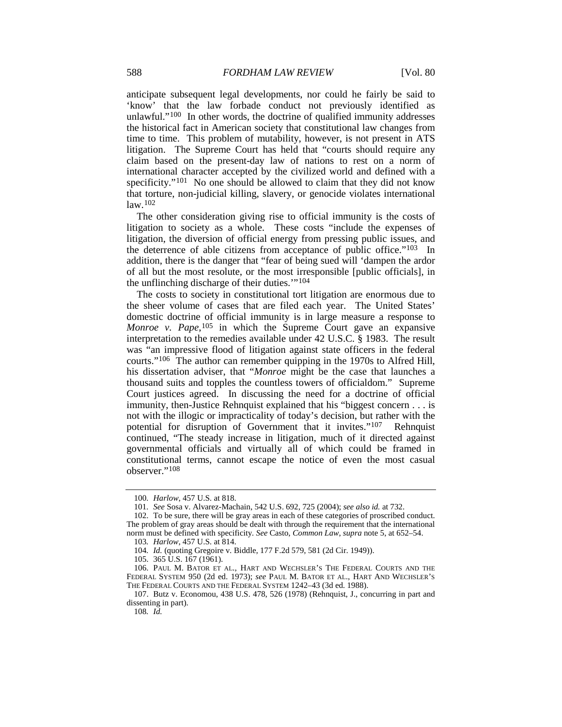anticipate subsequent legal developments, nor could he fairly be said to 'know' that the law forbade conduct not previously identified as unlawful."[100] In other words, the doctrine of qualified immunity addresses the historical fact in American society that constitutional law changes from time to time. This problem of mutability, however, is not present in ATS litigation. The Supreme Court has held that "courts should require any claim based on the present-day law of nations to rest on a norm of international character accepted by the civilized world and defined with a specificity."[101] No one should be allowed to claim that they did not know that torture, non-judicial killing, slavery, or genocide violates international law.[102]

The other consideration giving rise to official immunity is the costs of litigation to society as a whole. These costs "include the expenses of litigation, the diversion of official energy from pressing public issues, and the deterrence of able citizens from acceptance of public office."[103] In addition, there is the danger that "fear of being sued will 'dampen the ardor of all but the most resolute, or the most irresponsible [public officials], in the unflinching discharge of their duties.'"[104]

The costs to society in constitutional tort litigation are enormous due to the sheer volume of cases that are filed each year. The United States' domestic doctrine of official immunity is in large measure a response to *Monroe v. Pape*,[105] in which the Supreme Court gave an expansive interpretation to the remedies available under 42 U.S.C. § 1983. The result was "an impressive flood of litigation against state officers in the federal courts."[106] The author can remember quipping in the 1970s to Alfred Hill, his dissertation adviser, that "*Monroe* might be the case that launches a thousand suits and topples the countless towers of officialdom." Supreme Court justices agreed. In discussing the need for a doctrine of official immunity, then-Justice Rehnquist explained that his "biggest concern . . . is not with the illogic or impracticality of today's decision, but rather with the potential for disruption of Government that it invites."[107] Rehnquist continued, "The steady increase in litigation, much of it directed against governmental officials and virtually all of which could be framed in constitutional terms, cannot escape the notice of even the most casual observer."[108]

---

100. *Harlow*, 457 U.S. at 818.

101. *See* Sosa v. Alvarez-Machain, 542 U.S. 692, 725 (2004); *see also id.* at 732.

102. To be sure, there will be gray areas in each of these categories of proscribed conduct. The problem of gray areas should be dealt with through the requirement that the international norm must be defined with specificity. *See* Casto, *Common Law*, *supra* note 5, at 652–54.

103. *Harlow*, 457 U.S. at 814.

104. *Id.* (quoting Gregoire v. Biddle, 177 F.2d 579, 581 (2d Cir. 1949)).

105. 365 U.S. 167 (1961).

106. PAUL M. BATOR ET AL., HART AND WECHSLER'S THE FEDERAL COURTS AND THE FEDERAL SYSTEM 950 (2d ed. 1973); *see* PAUL M. BATOR ET AL., HART AND WECHSLER'S THE FEDERAL COURTS AND THE FEDERAL SYSTEM 1242–43 (3d ed. 1988).

107. Butz v. Economou, 438 U.S. 478, 526 (1978) (Rehnquist, J., concurring in part and dissenting in part).

108. *Id.*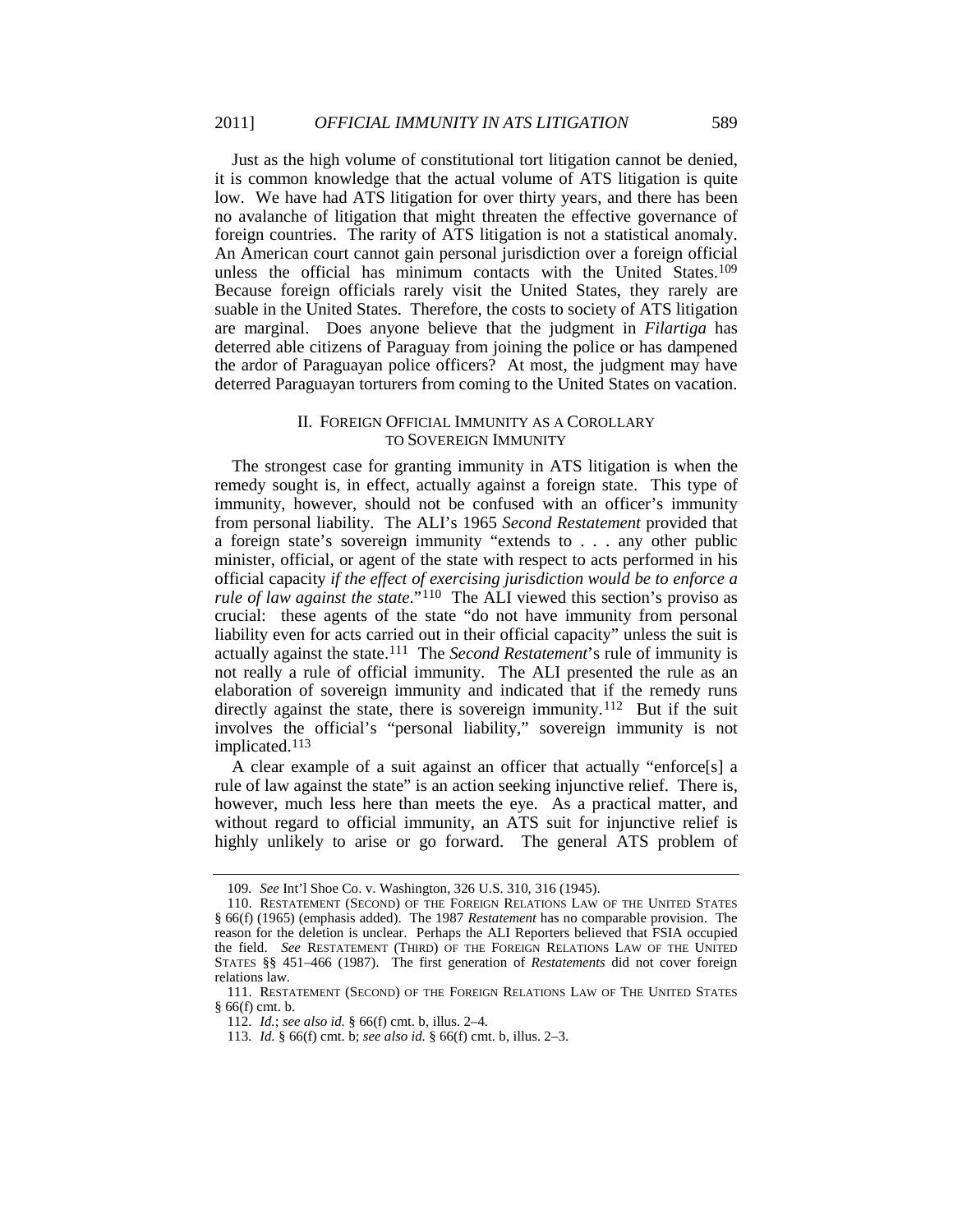Just as the high volume of constitutional tort litigation cannot be denied, it is common knowledge that the actual volume of ATS litigation is quite low. We have had ATS litigation for over thirty years, and there has been no avalanche of litigation that might threaten the effective governance of foreign countries. The rarity of ATS litigation is not a statistical anomaly. An American court cannot gain personal jurisdiction over a foreign official unless the official has minimum contacts with the United States.[109] Because foreign officials rarely visit the United States, they rarely are suable in the United States. Therefore, the costs to society of ATS litigation are marginal. Does anyone believe that the judgment in *Filartiga* has deterred able citizens of Paraguay from joining the police or has dampened the ardor of Paraguayan police officers? At most, the judgment may have deterred Paraguayan torturers from coming to the United States on vacation.

## II. FOREIGN OFFICIAL IMMUNITY AS A COROLLARY TO SOVEREIGN IMMUNITY

The strongest case for granting immunity in ATS litigation is when the remedy sought is, in effect, actually against a foreign state. This type of immunity, however, should not be confused with an officer's immunity from personal liability. The ALI's 1965 *Second Restatement* provided that a foreign state's sovereign immunity "extends to . . . any other public minister, official, or agent of the state with respect to acts performed in his official capacity *if the effect of exercising jurisdiction would be to enforce a rule of law against the state*."[110] The ALI viewed this section's proviso as crucial: these agents of the state "do not have immunity from personal liability even for acts carried out in their official capacity" unless the suit is actually against the state.[111] The *Second Restatement*'s rule of immunity is not really a rule of official immunity. The ALI presented the rule as an elaboration of sovereign immunity and indicated that if the remedy runs directly against the state, there is sovereign immunity.[112] But if the suit involves the official's "personal liability," sovereign immunity is not implicated.[113]

A clear example of a suit against an officer that actually "enforce[s] a rule of law against the state" is an action seeking injunctive relief. There is, however, much less here than meets the eye. As a practical matter, and without regard to official immunity, an ATS suit for injunctive relief is highly unlikely to arise or go forward. The general ATS problem of

---

109. *See* Int'l Shoe Co. v. Washington, 326 U.S. 310, 316 (1945).

110. RESTATEMENT (SECOND) OF THE FOREIGN RELATIONS LAW OF THE UNITED STATES § 66(f) (1965) (emphasis added). The 1987 *Restatement* has no comparable provision. The reason for the deletion is unclear. Perhaps the ALI Reporters believed that FSIA occupied the field. *See* RESTATEMENT (THIRD) OF THE FOREIGN RELATIONS LAW OF THE UNITED STATES §§ 451–466 (1987). The first generation of *Restatements* did not cover foreign relations law.

111. RESTATEMENT (SECOND) OF THE FOREIGN RELATIONS LAW OF THE UNITED STATES § 66(f) cmt. b.

112. *Id.*; *see also id.* § 66(f) cmt. b, illus. 2–4.

113. *Id.* § 66(f) cmt. b; *see also id.* § 66(f) cmt. b, illus. 2–3.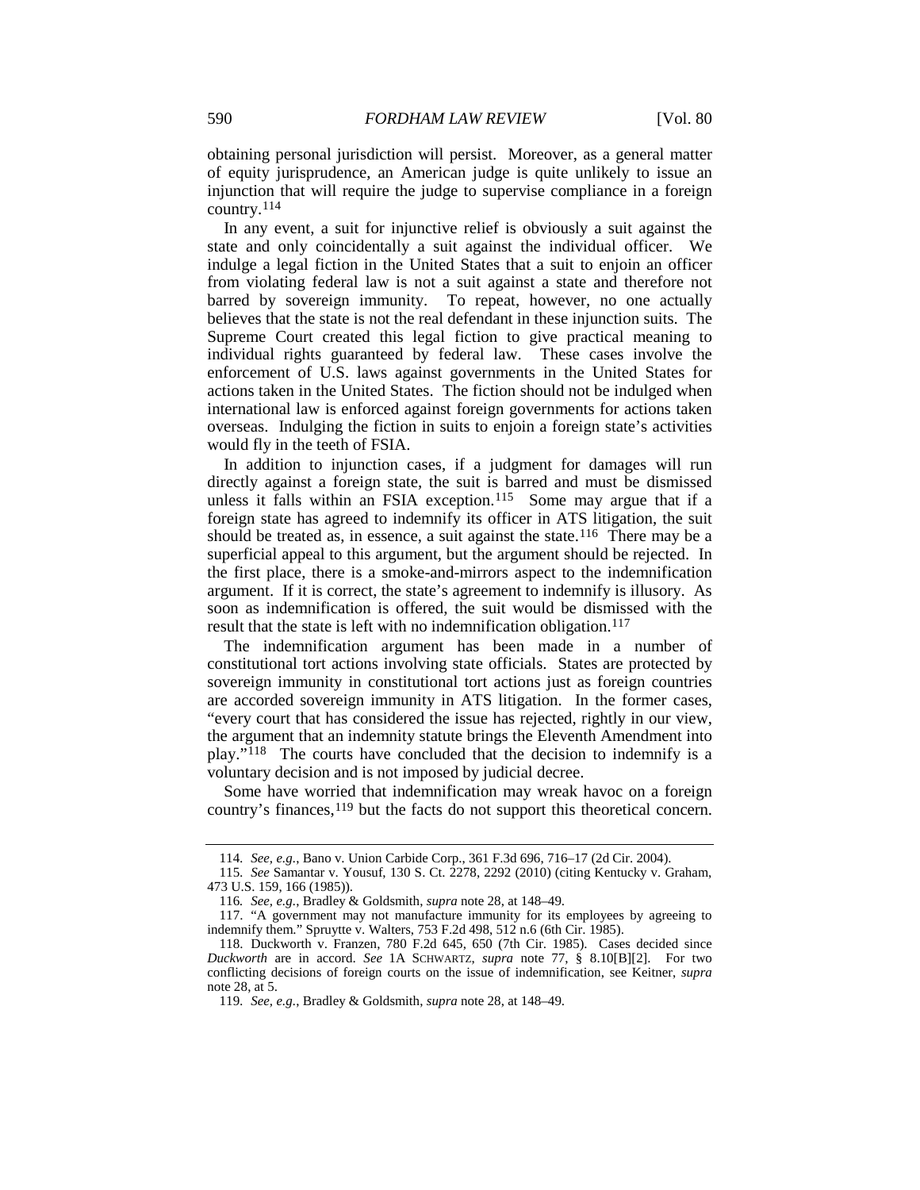obtaining personal jurisdiction will persist. Moreover, as a general matter of equity jurisprudence, an American judge is quite unlikely to issue an injunction that will require the judge to supervise compliance in a foreign country.[114]

In any event, a suit for injunctive relief is obviously a suit against the state and only coincidentally a suit against the individual officer. We indulge a legal fiction in the United States that a suit to enjoin an officer from violating federal law is not a suit against a state and therefore not barred by sovereign immunity. To repeat, however, no one actually believes that the state is not the real defendant in these injunction suits. The Supreme Court created this legal fiction to give practical meaning to individual rights guaranteed by federal law. These cases involve the enforcement of U.S. laws against governments in the United States for actions taken in the United States. The fiction should not be indulged when international law is enforced against foreign governments for actions taken overseas. Indulging the fiction in suits to enjoin a foreign state's activities would fly in the teeth of FSIA.

In addition to injunction cases, if a judgment for damages will run directly against a foreign state, the suit is barred and must be dismissed unless it falls within an FSIA exception.[115] Some may argue that if a foreign state has agreed to indemnify its officer in ATS litigation, the suit should be treated as, in essence, a suit against the state.[116] There may be a superficial appeal to this argument, but the argument should be rejected. In the first place, there is a smoke-and-mirrors aspect to the indemnification argument. If it is correct, the state's agreement to indemnify is illusory. As soon as indemnification is offered, the suit would be dismissed with the result that the state is left with no indemnification obligation.[117]

The indemnification argument has been made in a number of constitutional tort actions involving state officials. States are protected by sovereign immunity in constitutional tort actions just as foreign countries are accorded sovereign immunity in ATS litigation. In the former cases, "every court that has considered the issue has rejected, rightly in our view, the argument that an indemnity statute brings the Eleventh Amendment into play."[118] The courts have concluded that the decision to indemnify is a voluntary decision and is not imposed by judicial decree.

Some have worried that indemnification may wreak havoc on a foreign country's finances,[119] but the facts do not support this theoretical concern.

---

114. *See, e.g.*, Bano v. Union Carbide Corp., 361 F.3d 696, 716–17 (2d Cir. 2004).

115. *See* Samantar v. Yousuf, 130 S. Ct. 2278, 2292 (2010) (citing Kentucky v. Graham, 473 U.S. 159, 166 (1985)).

116. *See, e.g.*, Bradley & Goldsmith, *supra* note 28, at 148–49.

117. "A government may not manufacture immunity for its employees by agreeing to indemnify them." Spruytte v. Walters, 753 F.2d 498, 512 n.6 (6th Cir. 1985).

118. Duckworth v. Franzen, 780 F.2d 645, 650 (7th Cir. 1985). Cases decided since *Duckworth* are in accord. *See* 1A SCHWARTZ, *supra* note 77, § 8.10[B][2]. For two conflicting decisions of foreign courts on the issue of indemnification, see Keitner, *supra* note 28, at 5.

119. *See, e.g.*, Bradley & Goldsmith, *supra* note 28, at 148–49.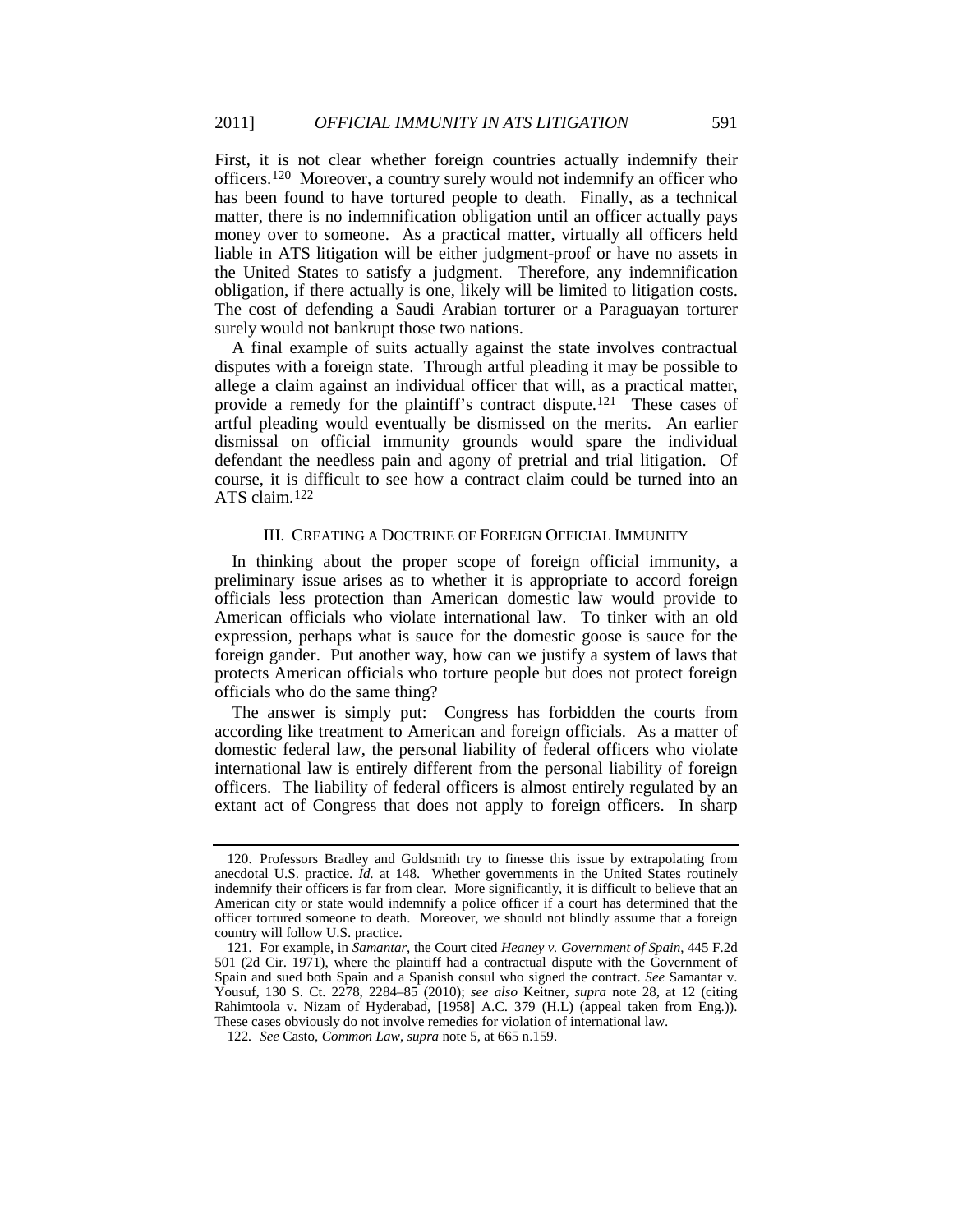First, it is not clear whether foreign countries actually indemnify their officers.[120] Moreover, a country surely would not indemnify an officer who has been found to have tortured people to death. Finally, as a technical matter, there is no indemnification obligation until an officer actually pays money over to someone. As a practical matter, virtually all officers held liable in ATS litigation will be either judgment-proof or have no assets in the United States to satisfy a judgment. Therefore, any indemnification obligation, if there actually is one, likely will be limited to litigation costs. The cost of defending a Saudi Arabian torturer or a Paraguayan torturer surely would not bankrupt those two nations.

A final example of suits actually against the state involves contractual disputes with a foreign state. Through artful pleading it may be possible to allege a claim against an individual officer that will, as a practical matter, provide a remedy for the plaintiff's contract dispute.[121] These cases of artful pleading would eventually be dismissed on the merits. An earlier dismissal on official immunity grounds would spare the individual defendant the needless pain and agony of pretrial and trial litigation. Of course, it is difficult to see how a contract claim could be turned into an ATS claim.[122]

## III. Creating a Doctrine of Foreign Official Immunity

In thinking about the proper scope of foreign official immunity, a preliminary issue arises as to whether it is appropriate to accord foreign officials less protection than American domestic law would provide to American officials who violate international law. To tinker with an old expression, perhaps what is sauce for the domestic goose is sauce for the foreign gander. Put another way, how can we justify a system of laws that protects American officials who torture people but does not protect foreign officials who do the same thing?

The answer is simply put: Congress has forbidden the courts from according like treatment to American and foreign officials. As a matter of domestic federal law, the personal liability of federal officers who violate international law is entirely different from the personal liability of foreign officers. The liability of federal officers is almost entirely regulated by an extant act of Congress that does not apply to foreign officers. In sharp

---

120. Professors Bradley and Goldsmith try to finesse this issue by extrapolating from anecdotal U.S. practice. *Id.* at 148. Whether governments in the United States routinely indemnify their officers is far from clear. More significantly, it is difficult to believe that an American city or state would indemnify a police officer if a court has determined that the officer tortured someone to death. Moreover, we should not blindly assume that a foreign country will follow U.S. practice.

121. For example, in *Samantar*, the Court cited *Heaney v. Government of Spain*, 445 F.2d 501 (2d Cir. 1971), where the plaintiff had a contractual dispute with the Government of Spain and sued both Spain and a Spanish consul who signed the contract. *See* Samantar v. Yousuf, 130 S. Ct. 2278, 2284–85 (2010); *see also* Keitner, *supra* note 28, at 12 (citing Rahimtoola v. Nizam of Hyderabad, [1958] A.C. 379 (H.L) (appeal taken from Eng.)). These cases obviously do not involve remedies for violation of international law.

122. *See* Casto, *Common Law*, *supra* note 5, at 665 n.159.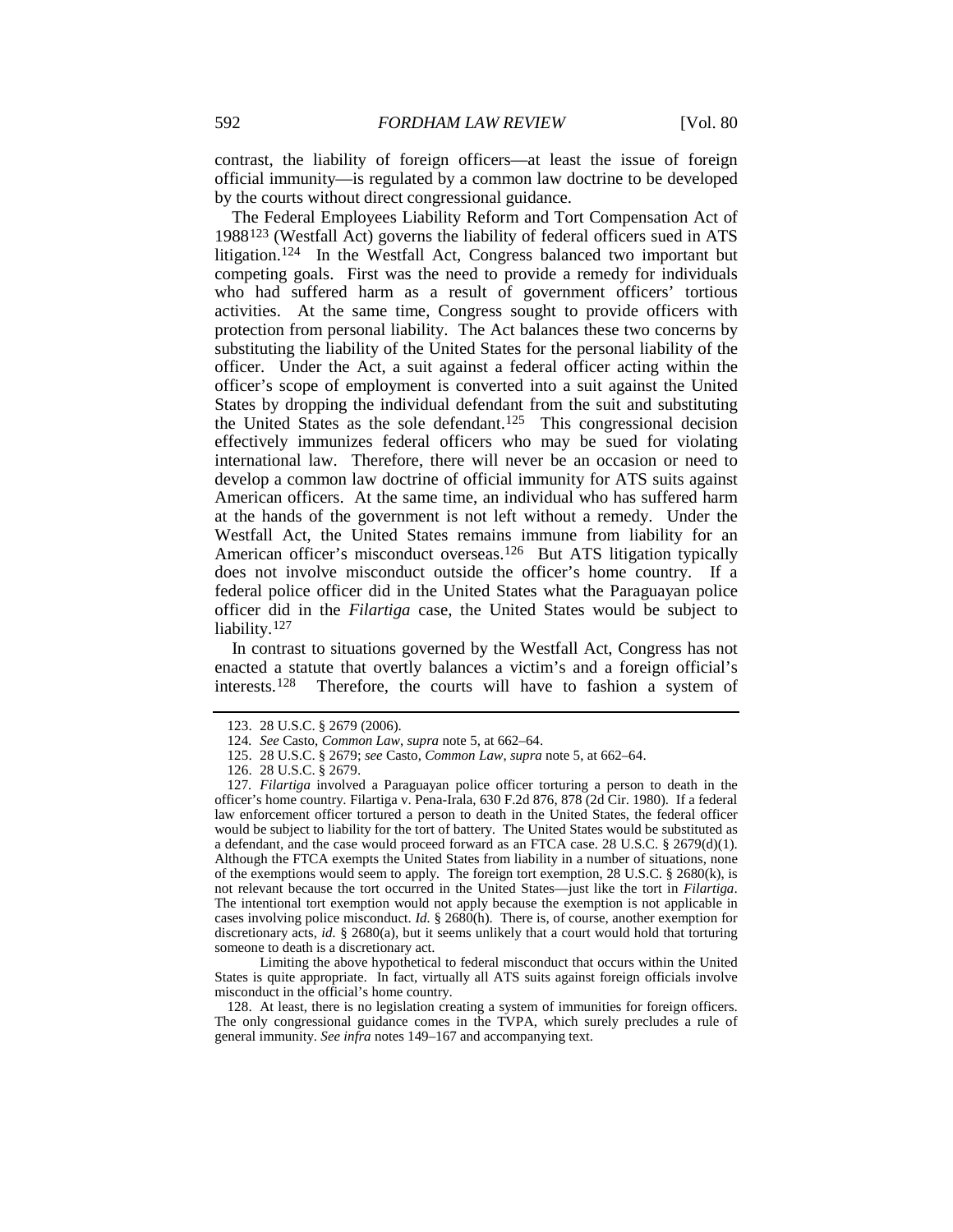contrast, the liability of foreign officers—at least the issue of foreign official immunity—is regulated by a common law doctrine to be developed by the courts without direct congressional guidance.

The Federal Employees Liability Reform and Tort Compensation Act of 1988[123] (Westfall Act) governs the liability of federal officers sued in ATS litigation.[124] In the Westfall Act, Congress balanced two important but competing goals. First was the need to provide a remedy for individuals who had suffered harm as a result of government officers' tortious activities. At the same time, Congress sought to provide officers with protection from personal liability. The Act balances these two concerns by substituting the liability of the United States for the personal liability of the officer. Under the Act, a suit against a federal officer acting within the officer's scope of employment is converted into a suit against the United States by dropping the individual defendant from the suit and substituting the United States as the sole defendant.[125] This congressional decision effectively immunizes federal officers who may be sued for violating international law. Therefore, there will never be an occasion or need to develop a common law doctrine of official immunity for ATS suits against American officers. At the same time, an individual who has suffered harm at the hands of the government is not left without a remedy. Under the Westfall Act, the United States remains immune from liability for an American officer's misconduct overseas.[126] But ATS litigation typically does not involve misconduct outside the officer's home country. If a federal police officer did in the United States what the Paraguayan police officer did in the *Filartiga* case, the United States would be subject to liability.[127]

In contrast to situations governed by the Westfall Act, Congress has not enacted a statute that overtly balances a victim's and a foreign official's interests.[128] Therefore, the courts will have to fashion a system of

123. 28 U.S.C. § 2679 (2006).

124. *See* Casto, *Common Law*, *supra* note 5, at 662–64.

125. 28 U.S.C. § 2679; *see* Casto, *Common Law*, *supra* note 5, at 662–64.

126. 28 U.S.C. § 2679.

127. *Filartiga* involved a Paraguayan police officer torturing a person to death in the officer's home country. Filartiga v. Pena-Irala, 630 F.2d 876, 878 (2d Cir. 1980). If a federal law enforcement officer tortured a person to death in the United States, the federal officer would be subject to liability for the tort of battery. The United States would be substituted as a defendant, and the case would proceed forward as an FTCA case. 28 U.S.C. § 2679(d)(1). Although the FTCA exempts the United States from liability in a number of situations, none of the exemptions would seem to apply. The foreign tort exemption, 28 U.S.C. § 2680(k), is not relevant because the tort occurred in the United States—just like the tort in *Filartiga*. The intentional tort exemption would not apply because the exemption is not applicable in cases involving police misconduct. *Id.* § 2680(h). There is, of course, another exemption for discretionary acts, *id.* § 2680(a), but it seems unlikely that a court would hold that torturing someone to death is a discretionary act.

Limiting the above hypothetical to federal misconduct that occurs within the United States is quite appropriate. In fact, virtually all ATS suits against foreign officials involve misconduct in the official's home country.

128. At least, there is no legislation creating a system of immunities for foreign officers. The only congressional guidance comes in the TVPA, which surely precludes a rule of general immunity. *See infra* notes 149–167 and accompanying text.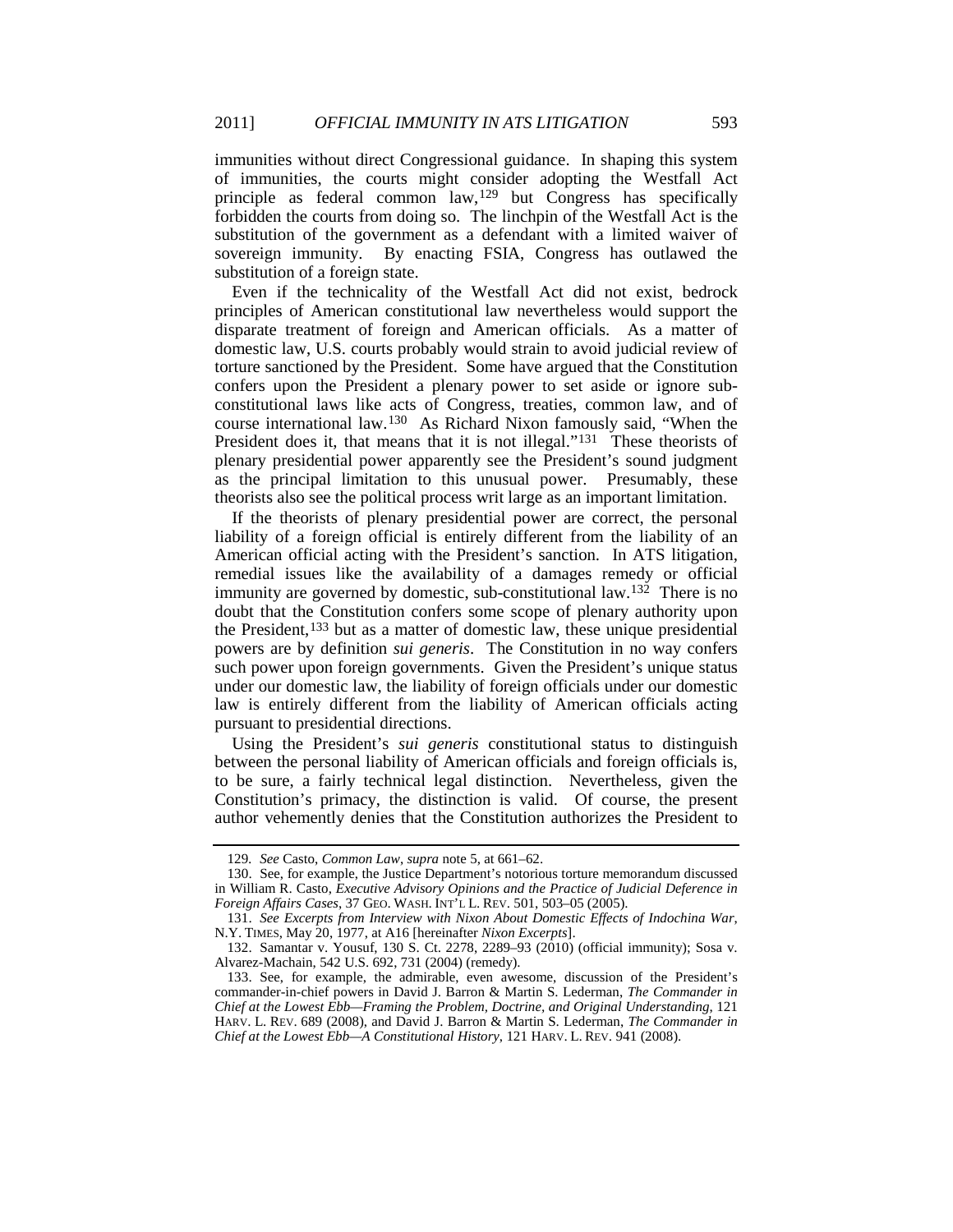immunities without direct Congressional guidance. In shaping this system of immunities, the courts might consider adopting the Westfall Act principle as federal common law,[129] but Congress has specifically forbidden the courts from doing so. The linchpin of the Westfall Act is the substitution of the government as a defendant with a limited waiver of sovereign immunity. By enacting FSIA, Congress has outlawed the substitution of a foreign state.

Even if the technicality of the Westfall Act did not exist, bedrock principles of American constitutional law nevertheless would support the disparate treatment of foreign and American officials. As a matter of domestic law, U.S. courts probably would strain to avoid judicial review of torture sanctioned by the President. Some have argued that the Constitution confers upon the President a plenary power to set aside or ignore sub-constitutional laws like acts of Congress, treaties, common law, and of course international law.[130] As Richard Nixon famously said, "When the President does it, that means that it is not illegal."[131] These theorists of plenary presidential power apparently see the President's sound judgment as the principal limitation to this unusual power. Presumably, these theorists also see the political process writ large as an important limitation.

If the theorists of plenary presidential power are correct, the personal liability of a foreign official is entirely different from the liability of an American official acting with the President's sanction. In ATS litigation, remedial issues like the availability of a damages remedy or official immunity are governed by domestic, sub-constitutional law.[132] There is no doubt that the Constitution confers some scope of plenary authority upon the President,[133] but as a matter of domestic law, these unique presidential powers are by definition *sui generis*. The Constitution in no way confers such power upon foreign governments. Given the President's unique status under our domestic law, the liability of foreign officials under our domestic law is entirely different from the liability of American officials acting pursuant to presidential directions.

Using the President's *sui generis* constitutional status to distinguish between the personal liability of American officials and foreign officials is, to be sure, a fairly technical legal distinction. Nevertheless, given the Constitution's primacy, the distinction is valid. Of course, the present author vehemently denies that the Constitution authorizes the President to

---

129. *See* Casto, *Common Law*, *supra* note 5, at 661–62.

130. See, for example, the Justice Department's notorious torture memorandum discussed in William R. Casto, *Executive Advisory Opinions and the Practice of Judicial Deference in Foreign Affairs Cases*, 37 GEO. WASH. INT'L L. REV. 501, 503–05 (2005).

131. *See Excerpts from Interview with Nixon About Domestic Effects of Indochina War*, N.Y. TIMES, May 20, 1977, at A16 [hereinafter *Nixon Excerpts*].

132. Samantar v. Yousuf, 130 S. Ct. 2278, 2289–93 (2010) (official immunity); Sosa v. Alvarez-Machain, 542 U.S. 692, 731 (2004) (remedy).

133. See, for example, the admirable, even awesome, discussion of the President's commander-in-chief powers in David J. Barron & Martin S. Lederman, *The Commander in Chief at the Lowest Ebb—Framing the Problem, Doctrine, and Original Understanding*, 121 HARV. L. REV. 689 (2008), and David J. Barron & Martin S. Lederman, *The Commander in Chief at the Lowest Ebb—A Constitutional History*, 121 HARV. L. REV. 941 (2008).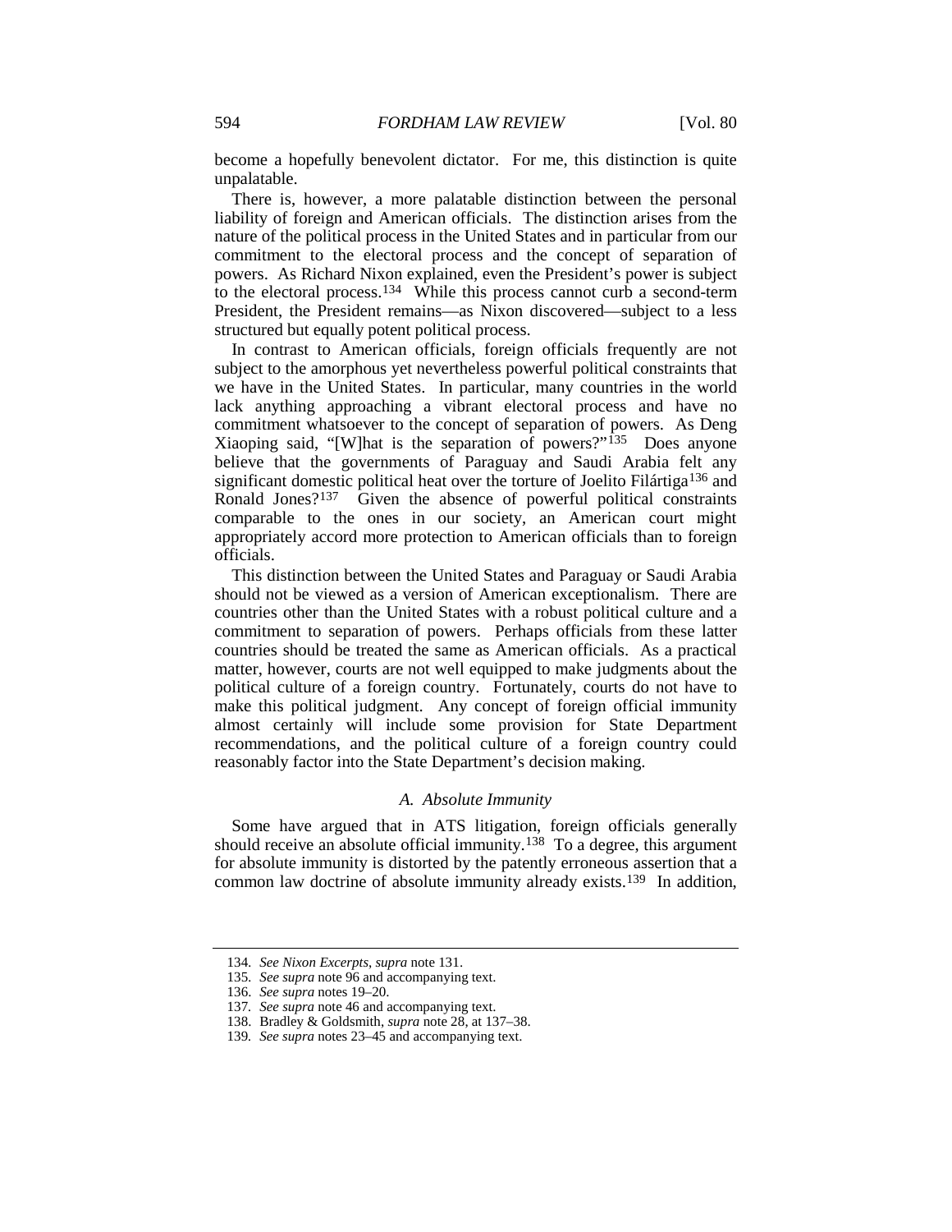become a hopefully benevolent dictator. For me, this distinction is quite unpalatable.

There is, however, a more palatable distinction between the personal liability of foreign and American officials. The distinction arises from the nature of the political process in the United States and in particular from our commitment to the electoral process and the concept of separation of powers. As Richard Nixon explained, even the President's power is subject to the electoral process.[134] While this process cannot curb a second-term President, the President remains—as Nixon discovered—subject to a less structured but equally potent political process.

In contrast to American officials, foreign officials frequently are not subject to the amorphous yet nevertheless powerful political constraints that we have in the United States. In particular, many countries in the world lack anything approaching a vibrant electoral process and have no commitment whatsoever to the concept of separation of powers. As Deng Xiaoping said, "[W]hat is the separation of powers?"[135] Does anyone believe that the governments of Paraguay and Saudi Arabia felt any significant domestic political heat over the torture of Joelito Filártiga[136] and Ronald Jones?[137] Given the absence of powerful political constraints comparable to the ones in our society, an American court might appropriately accord more protection to American officials than to foreign officials.

This distinction between the United States and Paraguay or Saudi Arabia should not be viewed as a version of American exceptionalism. There are countries other than the United States with a robust political culture and a commitment to separation of powers. Perhaps officials from these latter countries should be treated the same as American officials. As a practical matter, however, courts are not well equipped to make judgments about the political culture of a foreign country. Fortunately, courts do not have to make this political judgment. Any concept of foreign official immunity almost certainly will include some provision for State Department recommendations, and the political culture of a foreign country could reasonably factor into the State Department's decision making.

### *A. Absolute Immunity*

Some have argued that in ATS litigation, foreign officials generally should receive an absolute official immunity.[138] To a degree, this argument for absolute immunity is distorted by the patently erroneous assertion that a common law doctrine of absolute immunity already exists.[139] In addition,

---

134. *See Nixon Excerpts*, *supra* note 131.

135. *See supra* note 96 and accompanying text.

136. *See supra* notes 19–20.

137. *See supra* note 46 and accompanying text.

138. Bradley & Goldsmith, *supra* note 28, at 137–38.

139. *See supra* notes 23–45 and accompanying text.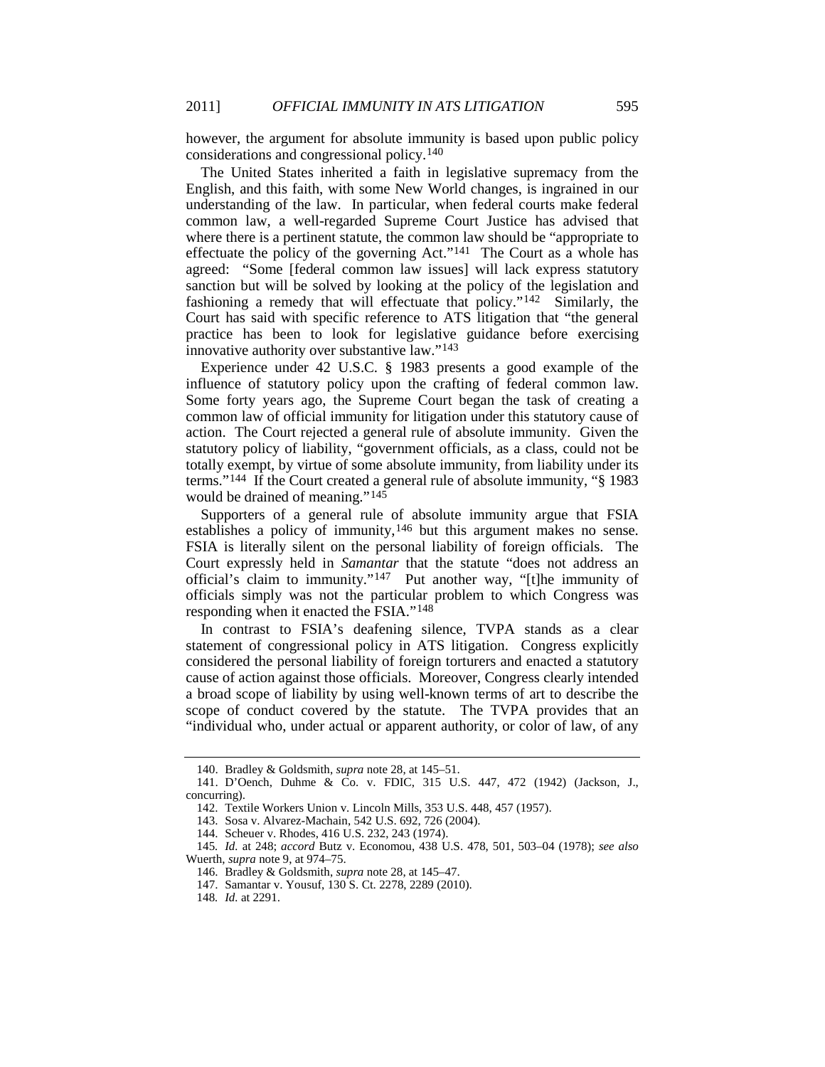however, the argument for absolute immunity is based upon public policy considerations and congressional policy.[140]

The United States inherited a faith in legislative supremacy from the English, and this faith, with some New World changes, is ingrained in our understanding of the law. In particular, when federal courts make federal common law, a well-regarded Supreme Court Justice has advised that where there is a pertinent statute, the common law should be "appropriate to effectuate the policy of the governing Act."[141] The Court as a whole has agreed: "Some [federal common law issues] will lack express statutory sanction but will be solved by looking at the policy of the legislation and fashioning a remedy that will effectuate that policy."[142] Similarly, the Court has said with specific reference to ATS litigation that "the general practice has been to look for legislative guidance before exercising innovative authority over substantive law."[143]

Experience under 42 U.S.C. § 1983 presents a good example of the influence of statutory policy upon the crafting of federal common law. Some forty years ago, the Supreme Court began the task of creating a common law of official immunity for litigation under this statutory cause of action. The Court rejected a general rule of absolute immunity. Given the statutory policy of liability, "government officials, as a class, could not be totally exempt, by virtue of some absolute immunity, from liability under its terms."[144] If the Court created a general rule of absolute immunity, "§ 1983 would be drained of meaning."[145]

Supporters of a general rule of absolute immunity argue that FSIA establishes a policy of immunity,[146] but this argument makes no sense. FSIA is literally silent on the personal liability of foreign officials. The Court expressly held in *Samantar* that the statute "does not address an official's claim to immunity."[147] Put another way, "[t]he immunity of officials simply was not the particular problem to which Congress was responding when it enacted the FSIA."[148]

In contrast to FSIA's deafening silence, TVPA stands as a clear statement of congressional policy in ATS litigation. Congress explicitly considered the personal liability of foreign torturers and enacted a statutory cause of action against those officials. Moreover, Congress clearly intended a broad scope of liability by using well-known terms of art to describe the scope of conduct covered by the statute. The TVPA provides that an "individual who, under actual or apparent authority, or color of law, of any

---

140. Bradley & Goldsmith, *supra* note 28, at 145–51.

141. D'Oench, Duhme & Co. v. FDIC, 315 U.S. 447, 472 (1942) (Jackson, J., concurring).

142. Textile Workers Union v. Lincoln Mills, 353 U.S. 448, 457 (1957).

143. Sosa v. Alvarez-Machain, 542 U.S. 692, 726 (2004).

144. Scheuer v. Rhodes, 416 U.S. 232, 243 (1974).

145. *Id.* at 248; *accord* Butz v. Economou, 438 U.S. 478, 501, 503–04 (1978); *see also* Wuerth, *supra* note 9, at 974–75.

146. Bradley & Goldsmith, *supra* note 28, at 145–47.

147. Samantar v. Yousuf, 130 S. Ct. 2278, 2289 (2010).

148. *Id.* at 2291.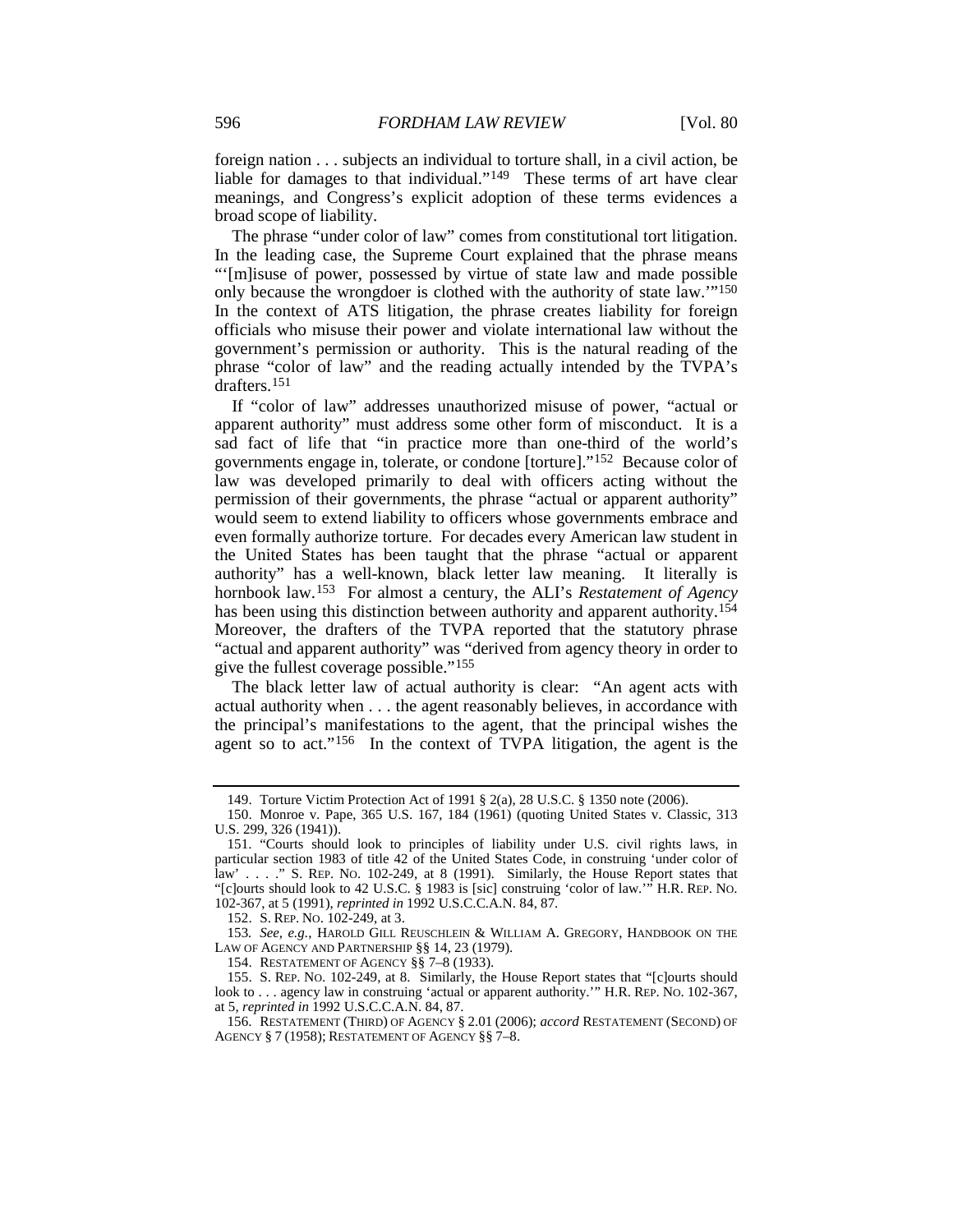foreign nation . . . subjects an individual to torture shall, in a civil action, be liable for damages to that individual."[149] These terms of art have clear meanings, and Congress's explicit adoption of these terms evidences a broad scope of liability.

The phrase "under color of law" comes from constitutional tort litigation. In the leading case, the Supreme Court explained that the phrase means "'[m]isuse of power, possessed by virtue of state law and made possible only because the wrongdoer is clothed with the authority of state law.'"[150] In the context of ATS litigation, the phrase creates liability for foreign officials who misuse their power and violate international law without the government's permission or authority. This is the natural reading of the phrase "color of law" and the reading actually intended by the TVPA's drafters.[151]

If "color of law" addresses unauthorized misuse of power, "actual or apparent authority" must address some other form of misconduct. It is a sad fact of life that "in practice more than one-third of the world's governments engage in, tolerate, or condone [torture]."[152] Because color of law was developed primarily to deal with officers acting without the permission of their governments, the phrase "actual or apparent authority" would seem to extend liability to officers whose governments embrace and even formally authorize torture. For decades every American law student in the United States has been taught that the phrase "actual or apparent authority" has a well-known, black letter law meaning. It literally is hornbook law.[153] For almost a century, the ALI's *Restatement of Agency* has been using this distinction between authority and apparent authority.[154] Moreover, the drafters of the TVPA reported that the statutory phrase "actual and apparent authority" was "derived from agency theory in order to give the fullest coverage possible."[155]

The black letter law of actual authority is clear: "An agent acts with actual authority when . . . the agent reasonably believes, in accordance with the principal's manifestations to the agent, that the principal wishes the agent so to act."[156] In the context of TVPA litigation, the agent is the

---

149. Torture Victim Protection Act of 1991 § 2(a), 28 U.S.C. § 1350 note (2006).

150. Monroe v. Pape, 365 U.S. 167, 184 (1961) (quoting United States v. Classic, 313 U.S. 299, 326 (1941)).

151. "Courts should look to principles of liability under U.S. civil rights laws, in particular section 1983 of title 42 of the United States Code, in construing 'under color of law' . . . ." S. REP. NO. 102-249, at 8 (1991). Similarly, the House Report states that "[c]ourts should look to 42 U.S.C. § 1983 is [sic] construing 'color of law.'" H.R. REP. NO. 102-367, at 5 (1991), *reprinted in* 1992 U.S.C.C.A.N. 84, 87.

152. S. REP. NO. 102-249, at 3.

153. *See, e.g.*, HAROLD GILL REUSCHLEIN & WILLIAM A. GREGORY, HANDBOOK ON THE LAW OF AGENCY AND PARTNERSHIP §§ 14, 23 (1979).

154. RESTATEMENT OF AGENCY §§ 7–8 (1933).

155. S. REP. NO. 102-249, at 8. Similarly, the House Report states that "[c]ourts should look to . . . agency law in construing 'actual or apparent authority.'" H.R. REP. NO. 102-367, at 5, *reprinted in* 1992 U.S.C.C.A.N. 84, 87.

156. RESTATEMENT (THIRD) OF AGENCY § 2.01 (2006); *accord* RESTATEMENT (SECOND) OF AGENCY § 7 (1958); RESTATEMENT OF AGENCY §§ 7–8.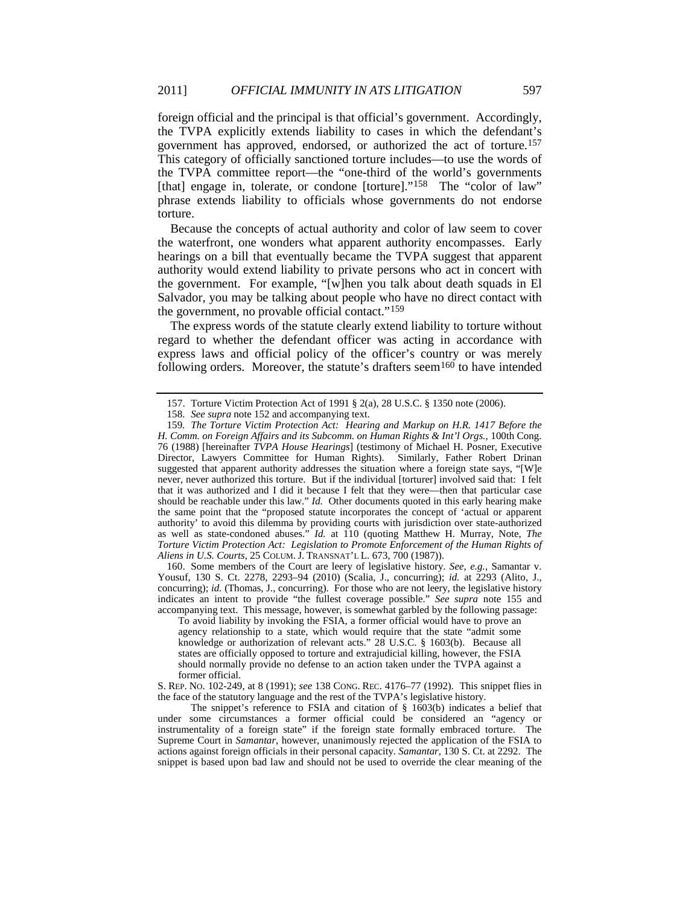foreign official and the principal is that official's government. Accordingly, the TVPA explicitly extends liability to cases in which the defendant's government has approved, endorsed, or authorized the act of torture.[157] This category of officially sanctioned torture includes—to use the words of the TVPA committee report—the "one-third of the world's governments [that] engage in, tolerate, or condone [torture]."[158] The "color of law" phrase extends liability to officials whose governments do not endorse torture.

Because the concepts of actual authority and color of law seem to cover the waterfront, one wonders what apparent authority encompasses. Early hearings on a bill that eventually became the TVPA suggest that apparent authority would extend liability to private persons who act in concert with the government. For example, "[w]hen you talk about death squads in El Salvador, you may be talking about people who have no direct contact with the government, no provable official contact."[159]

The express words of the statute clearly extend liability to torture without regard to whether the defendant officer was acting in accordance with express laws and official policy of the officer's country or was merely following orders. Moreover, the statute's drafters seem[160] to have intended

---

157. Torture Victim Protection Act of 1991 § 2(a), 28 U.S.C. § 1350 note (2006).

158. *See supra* note 152 and accompanying text.

159. *The Torture Victim Protection Act: Hearing and Markup on H.R. 1417 Before the H. Comm. on Foreign Affairs and its Subcomm. on Human Rights & Int'l Orgs.*, 100th Cong. 76 (1988) [hereinafter *TVPA House Hearings*] (testimony of Michael H. Posner, Executive Director, Lawyers Committee for Human Rights). Similarly, Father Robert Drinan suggested that apparent authority addresses the situation where a foreign state says, "[W]e never, never authorized this torture. But if the individual [torturer] involved said that: I felt that it was authorized and I did it because I felt that they were—then that particular case should be reachable under this law." *Id.* Other documents quoted in this early hearing make the same point that the "proposed statute incorporates the concept of 'actual or apparent authority' to avoid this dilemma by providing courts with jurisdiction over state-authorized as well as state-condoned abuses." *Id.* at 110 (quoting Matthew H. Murray, Note, *The Torture Victim Protection Act: Legislation to Promote Enforcement of the Human Rights of Aliens in U.S. Courts*, 25 COLUM. J. TRANSNAT'L L. 673, 700 (1987)).

160. Some members of the Court are leery of legislative history. *See, e.g.*, Samantar v. Yousuf, 130 S. Ct. 2278, 2293–94 (2010) (Scalia, J., concurring); *id.* at 2293 (Alito, J., concurring); *id.* (Thomas, J., concurring). For those who are not leery, the legislative history indicates an intent to provide "the fullest coverage possible." *See supra* note 155 and accompanying text. This message, however, is somewhat garbled by the following passage:

> To avoid liability by invoking the FSIA, a former official would have to prove an agency relationship to a state, which would require that the state "admit some knowledge or authorization of relevant acts." 28 U.S.C. § 1603(b). Because all states are officially opposed to torture and extrajudicial killing, however, the FSIA should normally provide no defense to an action taken under the TVPA against a former official.

S. REP. NO. 102-249, at 8 (1991); *see* 138 CONG. REC. 4176–77 (1992). This snippet flies in the face of the statutory language and the rest of the TVPA's legislative history.

The snippet's reference to FSIA and citation of § 1603(b) indicates a belief that under some circumstances a former official could be considered an "agency or instrumentality of a foreign state" if the foreign state formally embraced torture. The Supreme Court in *Samantar*, however, unanimously rejected the application of the FSIA to actions against foreign officials in their personal capacity. *Samantar*, 130 S. Ct. at 2292. The snippet is based upon bad law and should not be used to override the clear meaning of the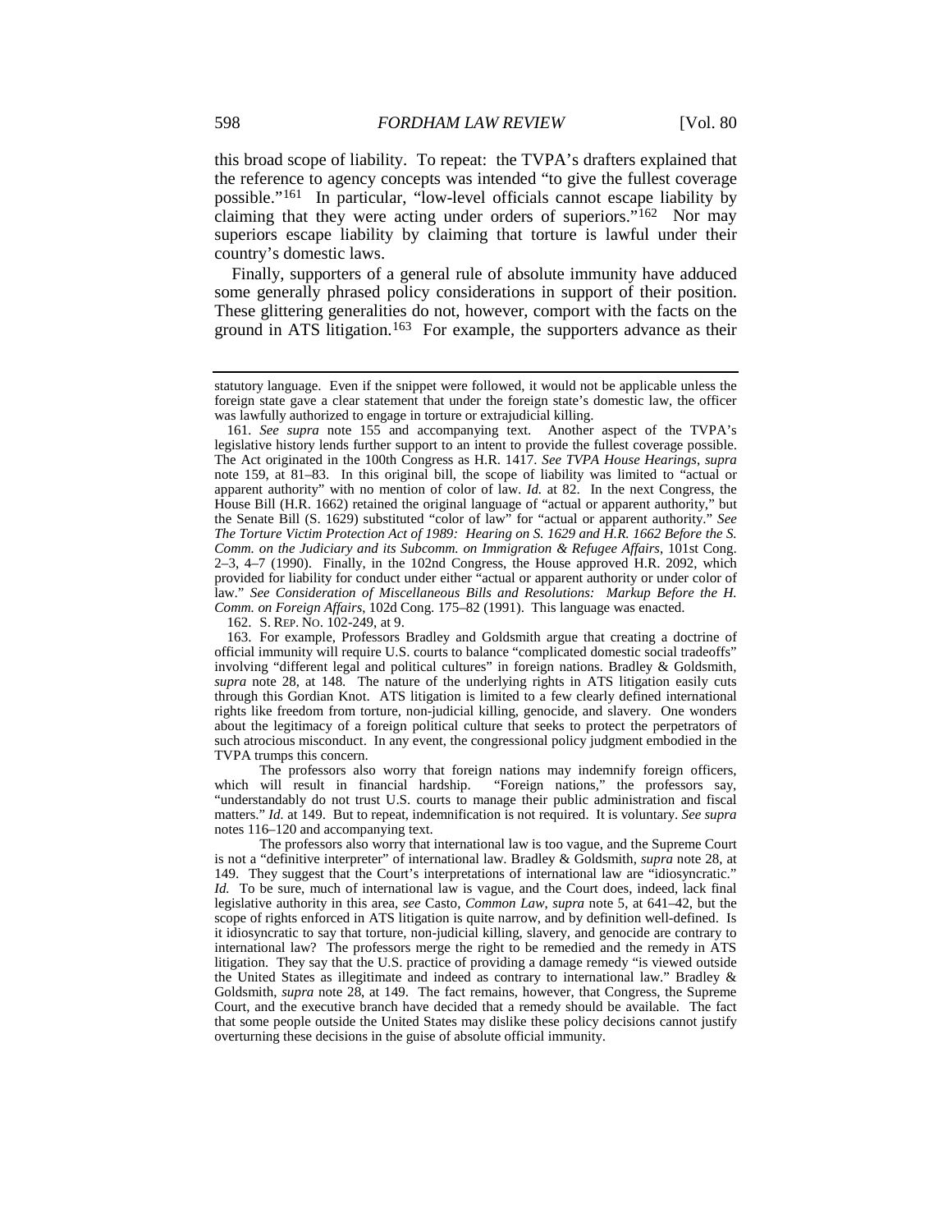this broad scope of liability. To repeat: the TVPA's drafters explained that the reference to agency concepts was intended "to give the fullest coverage possible."[161] In particular, "low-level officials cannot escape liability by claiming that they were acting under orders of superiors."[162] Nor may superiors escape liability by claiming that torture is lawful under their country's domestic laws.

Finally, supporters of a general rule of absolute immunity have adduced some generally phrased policy considerations in support of their position. These glittering generalities do not, however, comport with the facts on the ground in ATS litigation.[163] For example, the supporters advance as their

---

statutory language. Even if the snippet were followed, it would not be applicable unless the foreign state gave a clear statement that under the foreign state's domestic law, the officer was lawfully authorized to engage in torture or extrajudicial killing.

161. *See supra* note 155 and accompanying text. Another aspect of the TVPA's legislative history lends further support to an intent to provide the fullest coverage possible. The Act originated in the 100th Congress as H.R. 1417. *See TVPA House Hearings*, *supra* note 159, at 81–83. In this original bill, the scope of liability was limited to "actual or apparent authority" with no mention of color of law. *Id.* at 82. In the next Congress, the House Bill (H.R. 1662) retained the original language of "actual or apparent authority," but the Senate Bill (S. 1629) substituted "color of law" for "actual or apparent authority." *See The Torture Victim Protection Act of 1989: Hearing on S. 1629 and H.R. 1662 Before the S. Comm. on the Judiciary and its Subcomm. on Immigration & Refugee Affairs*, 101st Cong. 2–3, 4–7 (1990). Finally, in the 102nd Congress, the House approved H.R. 2092, which provided for liability for conduct under either "actual or apparent authority or under color of law." *See Consideration of Miscellaneous Bills and Resolutions: Markup Before the H. Comm. on Foreign Affairs*, 102d Cong. 175–82 (1991). This language was enacted.

162. S. REP. NO. 102-249, at 9.

163. For example, Professors Bradley and Goldsmith argue that creating a doctrine of official immunity will require U.S. courts to balance "complicated domestic social tradeoffs" involving "different legal and political cultures" in foreign nations. Bradley & Goldsmith, *supra* note 28, at 148. The nature of the underlying rights in ATS litigation easily cuts through this Gordian Knot. ATS litigation is limited to a few clearly defined international rights like freedom from torture, non-judicial killing, genocide, and slavery. One wonders about the legitimacy of a foreign political culture that seeks to protect the perpetrators of such atrocious misconduct. In any event, the congressional policy judgment embodied in the TVPA trumps this concern.

The professors also worry that foreign nations may indemnify foreign officers, which will result in financial hardship. "Foreign nations," the professors say, "understandably do not trust U.S. courts to manage their public administration and fiscal matters." *Id.* at 149. But to repeat, indemnification is not required. It is voluntary. *See supra* notes 116–120 and accompanying text.

The professors also worry that international law is too vague, and the Supreme Court is not a "definitive interpreter" of international law. Bradley & Goldsmith, *supra* note 28, at 149. They suggest that the Court's interpretations of international law are "idiosyncratic." *Id.* To be sure, much of international law is vague, and the Court does, indeed, lack final legislative authority in this area, *see* Casto, *Common Law*, *supra* note 5, at 641–42, but the scope of rights enforced in ATS litigation is quite narrow, and by definition well-defined. Is it idiosyncratic to say that torture, non-judicial killing, slavery, and genocide are contrary to international law? The professors merge the right to be remedied and the remedy in ATS litigation. They say that the U.S. practice of providing a damage remedy "is viewed outside the United States as illegitimate and indeed as contrary to international law." Bradley & Goldsmith, *supra* note 28, at 149. The fact remains, however, that Congress, the Supreme Court, and the executive branch have decided that a remedy should be available. The fact that some people outside the United States may dislike these policy decisions cannot justify overturning these decisions in the guise of absolute official immunity.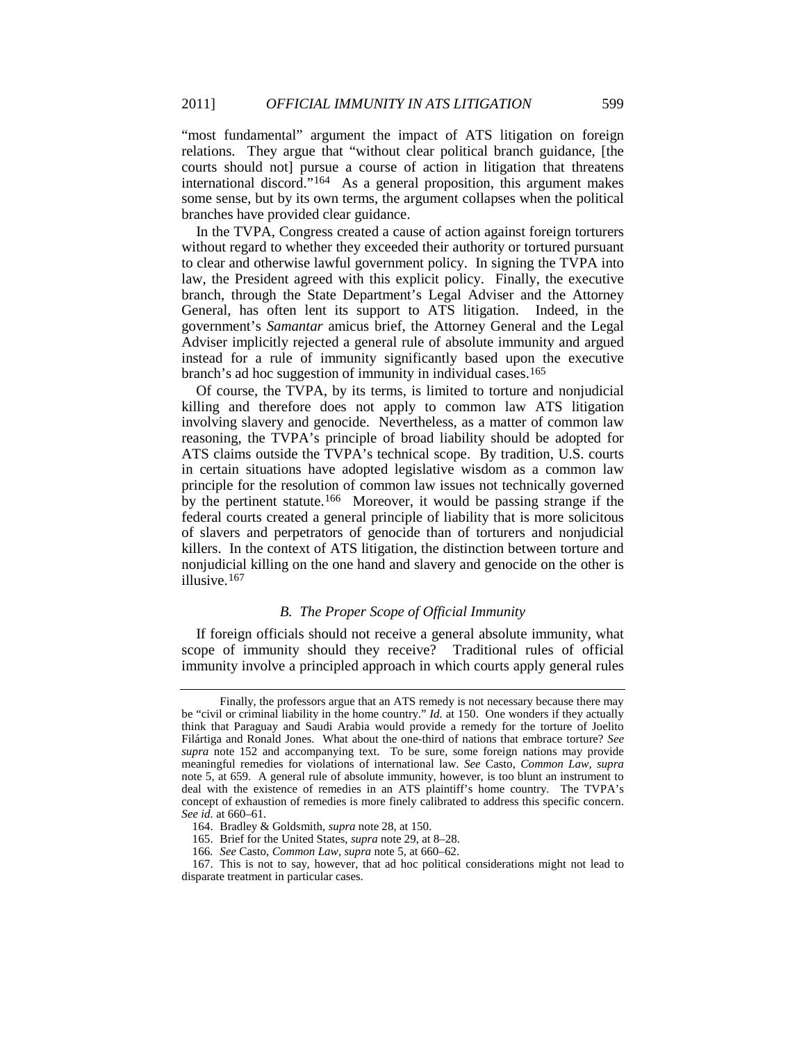"most fundamental" argument the impact of ATS litigation on foreign relations. They argue that "without clear political branch guidance, [the courts should not] pursue a course of action in litigation that threatens international discord."[164] As a general proposition, this argument makes some sense, but by its own terms, the argument collapses when the political branches have provided clear guidance.

In the TVPA, Congress created a cause of action against foreign torturers without regard to whether they exceeded their authority or tortured pursuant to clear and otherwise lawful government policy. In signing the TVPA into law, the President agreed with this explicit policy. Finally, the executive branch, through the State Department's Legal Adviser and the Attorney General, has often lent its support to ATS litigation. Indeed, in the government's *Samantar* amicus brief, the Attorney General and the Legal Adviser implicitly rejected a general rule of absolute immunity and argued instead for a rule of immunity significantly based upon the executive branch's ad hoc suggestion of immunity in individual cases.[165]

Of course, the TVPA, by its terms, is limited to torture and nonjudicial killing and therefore does not apply to common law ATS litigation involving slavery and genocide. Nevertheless, as a matter of common law reasoning, the TVPA's principle of broad liability should be adopted for ATS claims outside the TVPA's technical scope. By tradition, U.S. courts in certain situations have adopted legislative wisdom as a common law principle for the resolution of common law issues not technically governed by the pertinent statute.[166] Moreover, it would be passing strange if the federal courts created a general principle of liability that is more solicitous of slavers and perpetrators of genocide than of torturers and nonjudicial killers. In the context of ATS litigation, the distinction between torture and nonjudicial killing on the one hand and slavery and genocide on the other is illusive.[167]

### *B. The Proper Scope of Official Immunity*

If foreign officials should not receive a general absolute immunity, what scope of immunity should they receive? Traditional rules of official immunity involve a principled approach in which courts apply general rules

---

Finally, the professors argue that an ATS remedy is not necessary because there may be "civil or criminal liability in the home country." *Id.* at 150. One wonders if they actually think that Paraguay and Saudi Arabia would provide a remedy for the torture of Joelito Filártiga and Ronald Jones. What about the one-third of nations that embrace torture? *See supra* note 152 and accompanying text. To be sure, some foreign nations may provide meaningful remedies for violations of international law. *See* Casto, *Common Law*, *supra* note 5, at 659. A general rule of absolute immunity, however, is too blunt an instrument to deal with the existence of remedies in an ATS plaintiff's home country. The TVPA's concept of exhaustion of remedies is more finely calibrated to address this specific concern. *See id.* at 660–61.

164. Bradley & Goldsmith, *supra* note 28, at 150.

165. Brief for the United States, *supra* note 29, at 8–28.

166. *See* Casto, *Common Law*, *supra* note 5, at 660–62.

167. This is not to say, however, that ad hoc political considerations might not lead to disparate treatment in particular cases.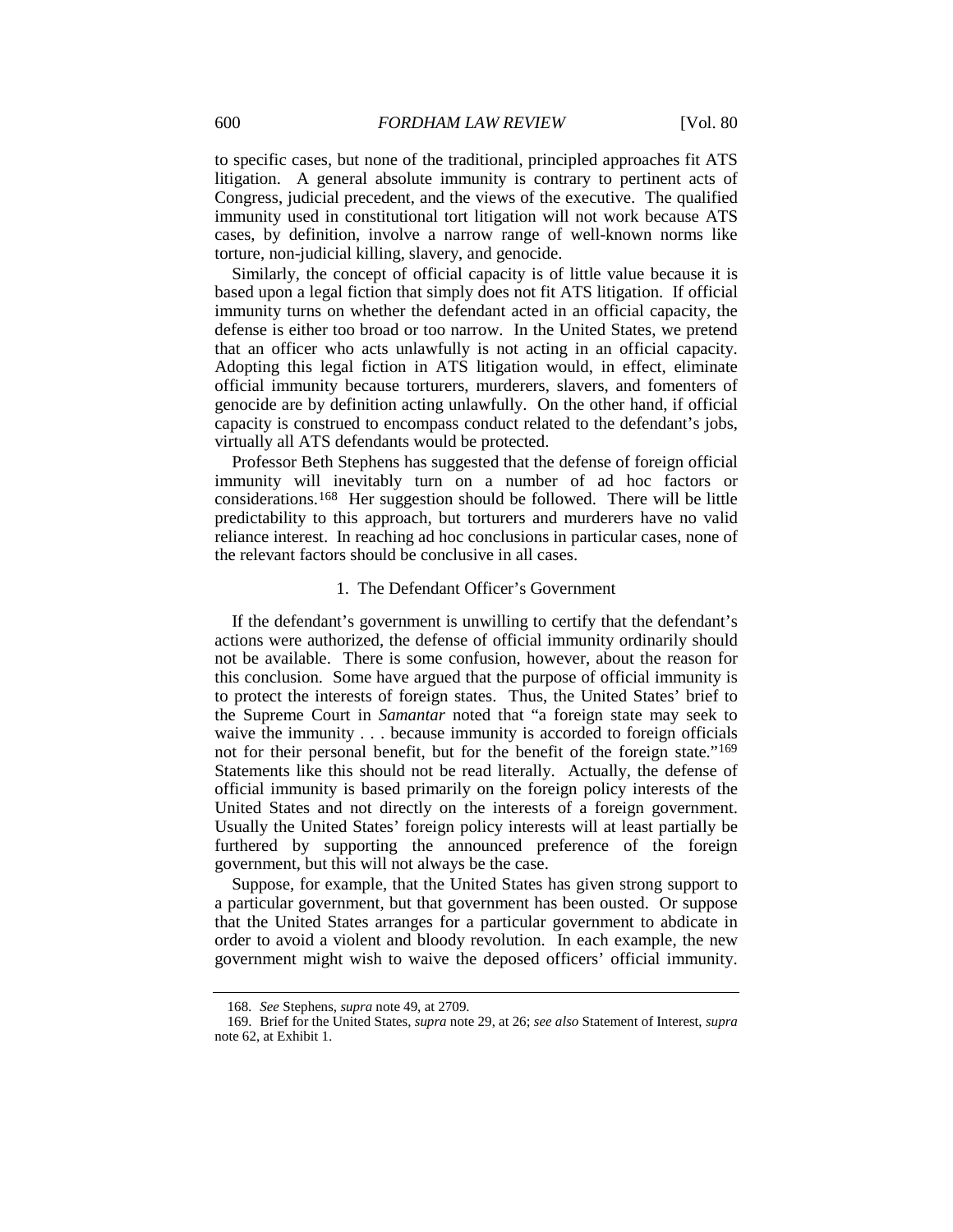to specific cases, but none of the traditional, principled approaches fit ATS litigation. A general absolute immunity is contrary to pertinent acts of Congress, judicial precedent, and the views of the executive. The qualified immunity used in constitutional tort litigation will not work because ATS cases, by definition, involve a narrow range of well-known norms like torture, non-judicial killing, slavery, and genocide.

Similarly, the concept of official capacity is of little value because it is based upon a legal fiction that simply does not fit ATS litigation. If official immunity turns on whether the defendant acted in an official capacity, the defense is either too broad or too narrow. In the United States, we pretend that an officer who acts unlawfully is not acting in an official capacity. Adopting this legal fiction in ATS litigation would, in effect, eliminate official immunity because torturers, murderers, slavers, and fomenters of genocide are by definition acting unlawfully. On the other hand, if official capacity is construed to encompass conduct related to the defendant's jobs, virtually all ATS defendants would be protected.

Professor Beth Stephens has suggested that the defense of foreign official immunity will inevitably turn on a number of ad hoc factors or considerations.[168] Her suggestion should be followed. There will be little predictability to this approach, but torturers and murderers have no valid reliance interest. In reaching ad hoc conclusions in particular cases, none of the relevant factors should be conclusive in all cases.

### 1. The Defendant Officer's Government

If the defendant's government is unwilling to certify that the defendant's actions were authorized, the defense of official immunity ordinarily should not be available. There is some confusion, however, about the reason for this conclusion. Some have argued that the purpose of official immunity is to protect the interests of foreign states. Thus, the United States' brief to the Supreme Court in *Samantar* noted that "a foreign state may seek to waive the immunity . . . because immunity is accorded to foreign officials not for their personal benefit, but for the benefit of the foreign state."[169] Statements like this should not be read literally. Actually, the defense of official immunity is based primarily on the foreign policy interests of the United States and not directly on the interests of a foreign government. Usually the United States' foreign policy interests will at least partially be furthered by supporting the announced preference of the foreign government, but this will not always be the case.

Suppose, for example, that the United States has given strong support to a particular government, but that government has been ousted. Or suppose that the United States arranges for a particular government to abdicate in order to avoid a violent and bloody revolution. In each example, the new government might wish to waive the deposed officers' official immunity.

---

168. *See* Stephens, *supra* note 49, at 2709.

169. Brief for the United States, *supra* note 29, at 26; *see also* Statement of Interest, *supra* note 62, at Exhibit 1.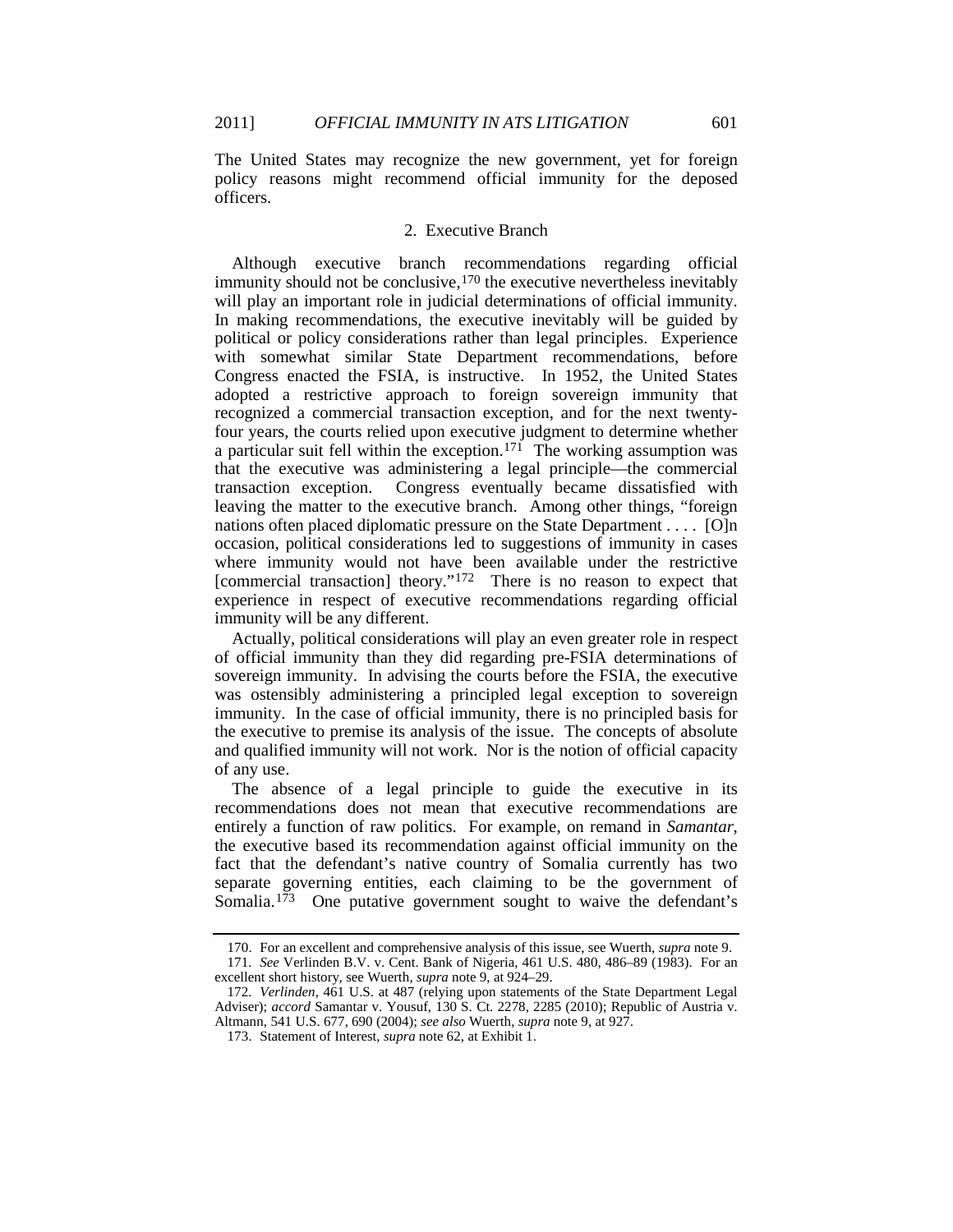The United States may recognize the new government, yet for foreign policy reasons might recommend official immunity for the deposed officers.

### 2. Executive Branch

Although executive branch recommendations regarding official immunity should not be conclusive,[170] the executive nevertheless inevitably will play an important role in judicial determinations of official immunity. In making recommendations, the executive inevitably will be guided by political or policy considerations rather than legal principles. Experience with somewhat similar State Department recommendations, before Congress enacted the FSIA, is instructive. In 1952, the United States adopted a restrictive approach to foreign sovereign immunity that recognized a commercial transaction exception, and for the next twenty-four years, the courts relied upon executive judgment to determine whether a particular suit fell within the exception.[171] The working assumption was that the executive was administering a legal principle—the commercial transaction exception. Congress eventually became dissatisfied with leaving the matter to the executive branch. Among other things, "foreign nations often placed diplomatic pressure on the State Department . . . . [O]n occasion, political considerations led to suggestions of immunity in cases where immunity would not have been available under the restrictive [commercial transaction] theory."[172] There is no reason to expect that experience in respect of executive recommendations regarding official immunity will be any different.

Actually, political considerations will play an even greater role in respect of official immunity than they did regarding pre-FSIA determinations of sovereign immunity. In advising the courts before the FSIA, the executive was ostensibly administering a principled legal exception to sovereign immunity. In the case of official immunity, there is no principled basis for the executive to premise its analysis of the issue. The concepts of absolute and qualified immunity will not work. Nor is the notion of official capacity of any use.

The absence of a legal principle to guide the executive in its recommendations does not mean that executive recommendations are entirely a function of raw politics. For example, on remand in *Samantar*, the executive based its recommendation against official immunity on the fact that the defendant's native country of Somalia currently has two separate governing entities, each claiming to be the government of Somalia.[173] One putative government sought to waive the defendant's

---

170. For an excellent and comprehensive analysis of this issue, see Wuerth, *supra* note 9.

171. *See* Verlinden B.V. v. Cent. Bank of Nigeria, 461 U.S. 480, 486–89 (1983). For an excellent short history, see Wuerth, *supra* note 9, at 924–29.

172. *Verlinden*, 461 U.S. at 487 (relying upon statements of the State Department Legal Adviser); *accord* Samantar v. Yousuf, 130 S. Ct. 2278, 2285 (2010); Republic of Austria v. Altmann, 541 U.S. 677, 690 (2004); *see also* Wuerth, *supra* note 9, at 927.

173. Statement of Interest, *supra* note 62, at Exhibit 1.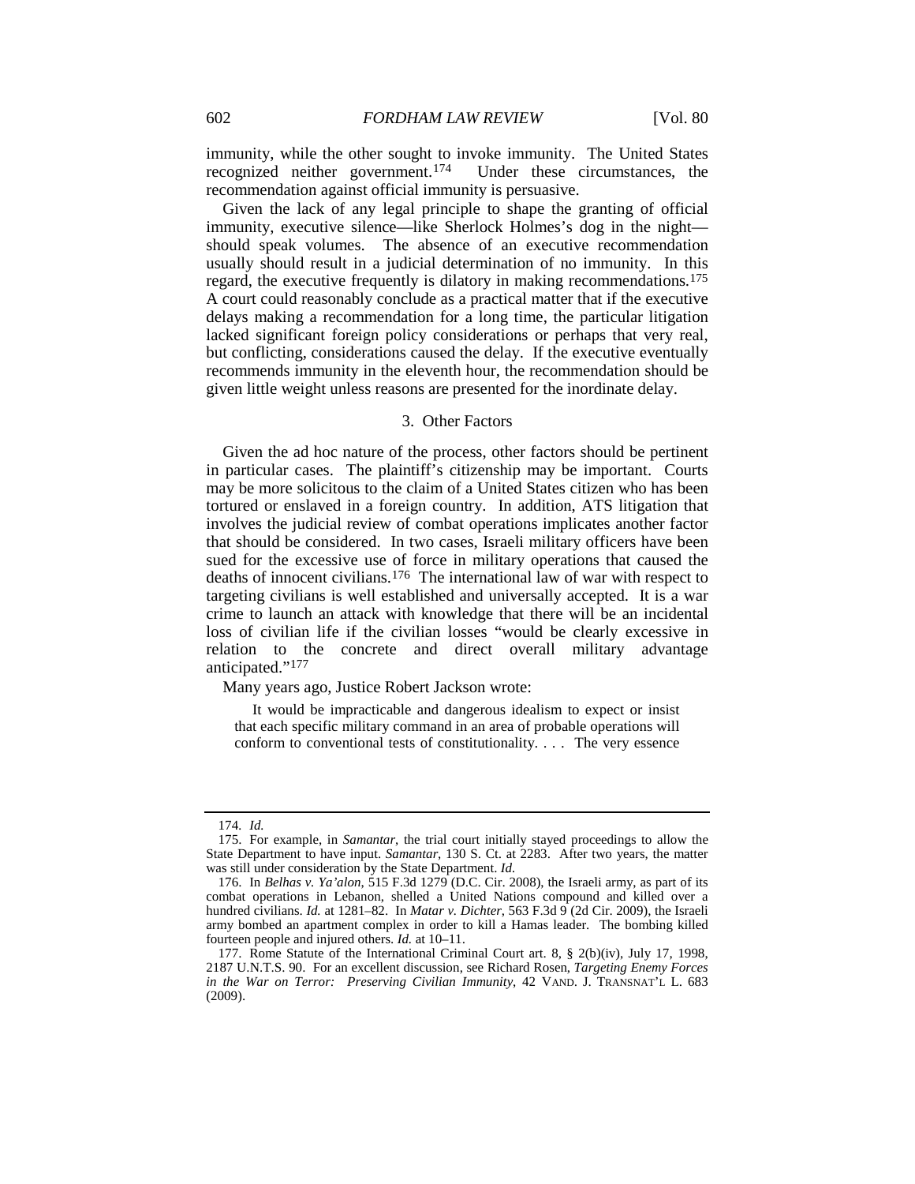immunity, while the other sought to invoke immunity. The United States recognized neither government.[174] Under these circumstances, the recommendation against official immunity is persuasive.

Given the lack of any legal principle to shape the granting of official immunity, executive silence—like Sherlock Holmes's dog in the night—should speak volumes. The absence of an executive recommendation usually should result in a judicial determination of no immunity. In this regard, the executive frequently is dilatory in making recommendations.[175] A court could reasonably conclude as a practical matter that if the executive delays making a recommendation for a long time, the particular litigation lacked significant foreign policy considerations or perhaps that very real, but conflicting, considerations caused the delay. If the executive eventually recommends immunity in the eleventh hour, the recommendation should be given little weight unless reasons are presented for the inordinate delay.

### 3. Other Factors

Given the ad hoc nature of the process, other factors should be pertinent in particular cases. The plaintiff's citizenship may be important. Courts may be more solicitous to the claim of a United States citizen who has been tortured or enslaved in a foreign country. In addition, ATS litigation that involves the judicial review of combat operations implicates another factor that should be considered. In two cases, Israeli military officers have been sued for the excessive use of force in military operations that caused the deaths of innocent civilians.[176] The international law of war with respect to targeting civilians is well established and universally accepted. It is a war crime to launch an attack with knowledge that there will be an incidental loss of civilian life if the civilian losses "would be clearly excessive in relation to the concrete and direct overall military advantage anticipated."[177]

Many years ago, Justice Robert Jackson wrote:

> It would be impracticable and dangerous idealism to expect or insist that each specific military command in an area of probable operations will conform to conventional tests of constitutionality. . . . The very essence

---

174. *Id.*

175. For example, in *Samantar*, the trial court initially stayed proceedings to allow the State Department to have input. *Samantar*, 130 S. Ct. at 2283. After two years, the matter was still under consideration by the State Department. *Id.*

176. In *Belhas v. Ya'alon*, 515 F.3d 1279 (D.C. Cir. 2008), the Israeli army, as part of its combat operations in Lebanon, shelled a United Nations compound and killed over a hundred civilians. *Id.* at 1281–82. In *Matar v. Dichter*, 563 F.3d 9 (2d Cir. 2009), the Israeli army bombed an apartment complex in order to kill a Hamas leader. The bombing killed fourteen people and injured others. *Id.* at 10–11.

177. Rome Statute of the International Criminal Court art. 8, § 2(b)(iv), July 17, 1998, 2187 U.N.T.S. 90. For an excellent discussion, see Richard Rosen, *Targeting Enemy Forces in the War on Terror: Preserving Civilian Immunity*, 42 VAND. J. TRANSNAT'L L. 683 (2009).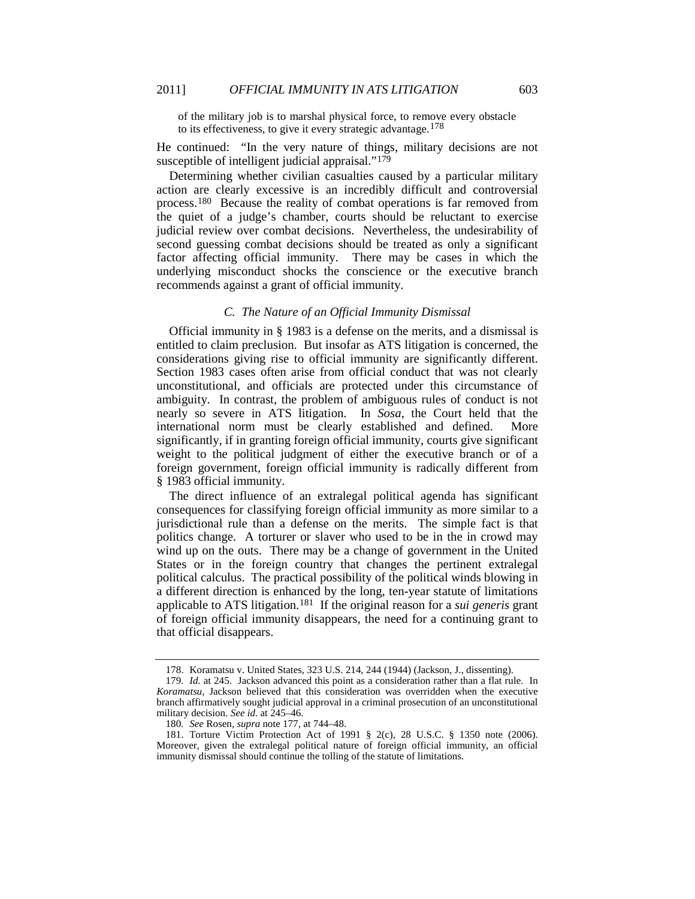of the military job is to marshal physical force, to remove every obstacle to its effectiveness, to give it every strategic advantage.[178]

He continued: "In the very nature of things, military decisions are not susceptible of intelligent judicial appraisal."[179]

Determining whether civilian casualties caused by a particular military action are clearly excessive is an incredibly difficult and controversial process.[180] Because the reality of combat operations is far removed from the quiet of a judge's chamber, courts should be reluctant to exercise judicial review over combat decisions. Nevertheless, the undesirability of second guessing combat decisions should be treated as only a significant factor affecting official immunity. There may be cases in which the underlying misconduct shocks the conscience or the executive branch recommends against a grant of official immunity.

### *C. The Nature of an Official Immunity Dismissal*

Official immunity in § 1983 is a defense on the merits, and a dismissal is entitled to claim preclusion. But insofar as ATS litigation is concerned, the considerations giving rise to official immunity are significantly different. Section 1983 cases often arise from official conduct that was not clearly unconstitutional, and officials are protected under this circumstance of ambiguity. In contrast, the problem of ambiguous rules of conduct is not nearly so severe in ATS litigation. In *Sosa*, the Court held that the international norm must be clearly established and defined. More significantly, if in granting foreign official immunity, courts give significant weight to the political judgment of either the executive branch or of a foreign government, foreign official immunity is radically different from § 1983 official immunity.

The direct influence of an extralegal political agenda has significant consequences for classifying foreign official immunity as more similar to a jurisdictional rule than a defense on the merits. The simple fact is that politics change. A torturer or slaver who used to be in the in crowd may wind up on the outs. There may be a change of government in the United States or in the foreign country that changes the pertinent extralegal political calculus. The practical possibility of the political winds blowing in a different direction is enhanced by the long, ten-year statute of limitations applicable to ATS litigation.[181] If the original reason for a *sui generis* grant of foreign official immunity disappears, the need for a continuing grant to that official disappears.

---

178. Koramatsu v. United States, 323 U.S. 214, 244 (1944) (Jackson, J., dissenting).

179. *Id.* at 245. Jackson advanced this point as a consideration rather than a flat rule. In *Koramatsu*, Jackson believed that this consideration was overridden when the executive branch affirmatively sought judicial approval in a criminal prosecution of an unconstitutional military decision. *See id.* at 245–46.

180. *See* Rosen, *supra* note 177, at 744–48.

181. Torture Victim Protection Act of 1991 § 2(c), 28 U.S.C. § 1350 note (2006). Moreover, given the extralegal political nature of foreign official immunity, an official immunity dismissal should continue the tolling of the statute of limitations.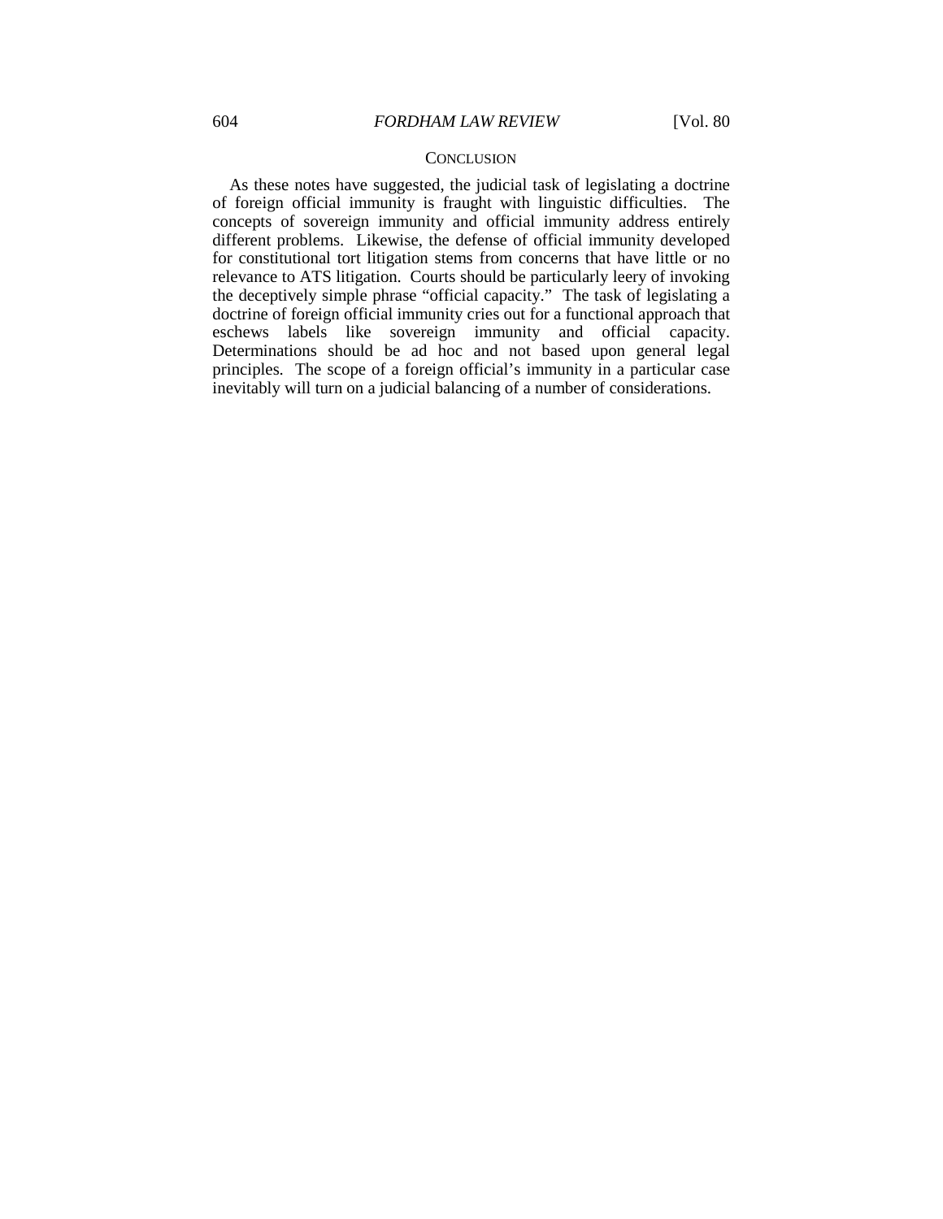## CONCLUSION

As these notes have suggested, the judicial task of legislating a doctrine of foreign official immunity is fraught with linguistic difficulties. The concepts of sovereign immunity and official immunity address entirely different problems. Likewise, the defense of official immunity developed for constitutional tort litigation stems from concerns that have little or no relevance to ATS litigation. Courts should be particularly leery of invoking the deceptively simple phrase "official capacity." The task of legislating a doctrine of foreign official immunity cries out for a functional approach that eschews labels like sovereign immunity and official capacity. Determinations should be ad hoc and not based upon general legal principles. The scope of a foreign official's immunity in a particular case inevitably will turn on a judicial balancing of a number of considerations.